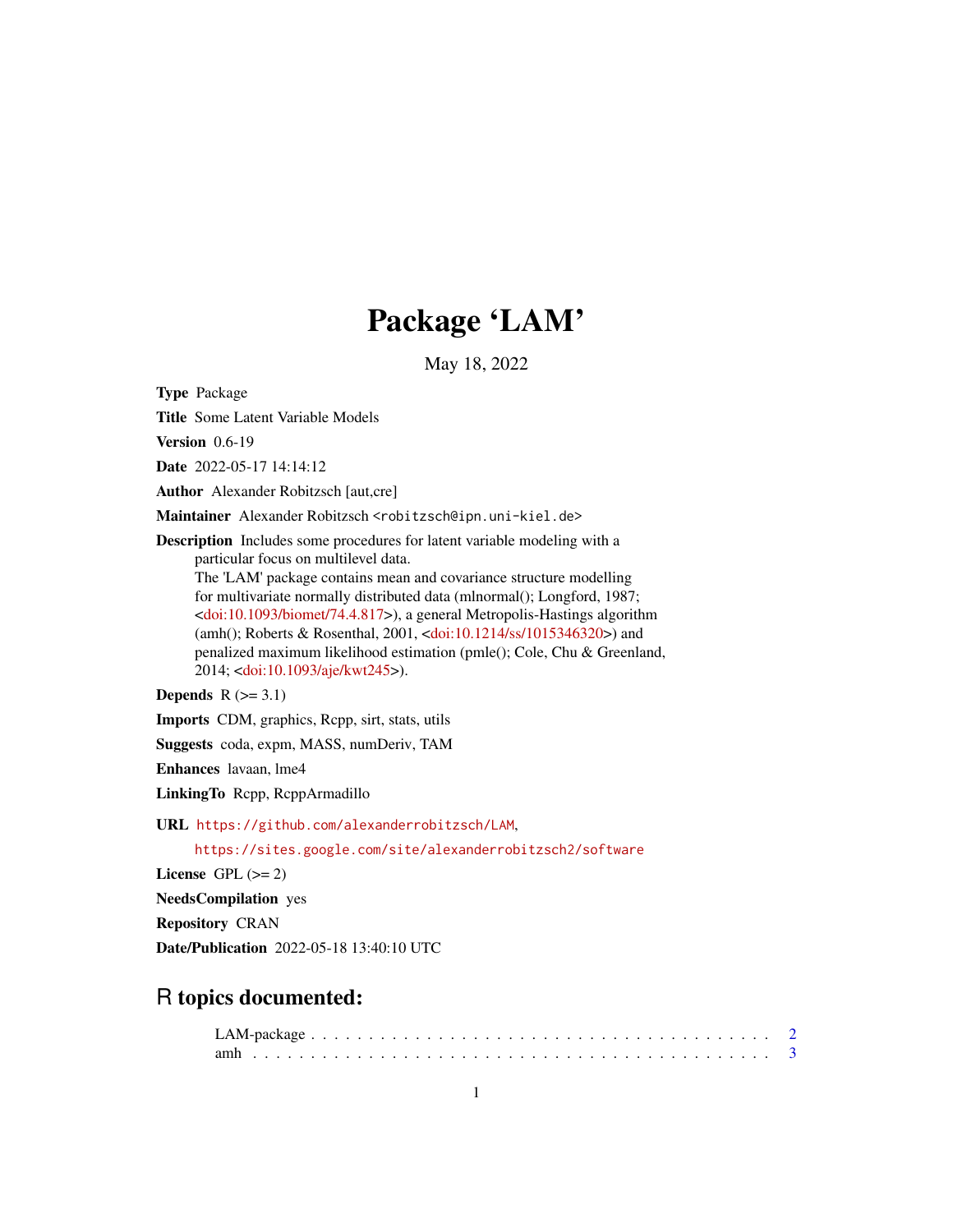# Package 'LAM'

May 18, 2022

**Type** Package

**Title** Some Latent Variable Models

**Version** 0.6-19

**Date** 2022-05-17 14:14:12

**Author** Alexander Robitzsch [aut,cre]

**Maintainer** Alexander Robitzsch <robitzsch@ipn.uni-kiel.de>

**Description** Includes some procedures for latent variable modeling with a particular focus on multilevel data.
The 'LAM' package contains mean and covariance structure modelling for multivariate normally distributed data (mlnormal(); Longford, 1987; <doi:10.1093/biomet/74.4.817>), a general Metropolis-Hastings algorithm (amh(); Roberts & Rosenthal, 2001, <doi:10.1214/ss/1015346320>) and penalized maximum likelihood estimation (pmle(); Cole, Chu & Greenland, 2014; <doi:10.1093/aje/kwt245>).

**Depends** R (>= 3.1)

**Imports** CDM, graphics, Rcpp, sirt, stats, utils

**Suggests** coda, expm, MASS, numDeriv, TAM

**Enhances** lavaan, lme4

**LinkingTo** Rcpp, RcppArmadillo

**URL** https://github.com/alexanderrobitzsch/LAM,
https://sites.google.com/site/alexanderrobitzsch2/software

**License** GPL (>= 2)

**NeedsCompilation** yes

**Repository** CRAN

**Date/Publication** 2022-05-18 13:40:10 UTC

## R topics documented:

LAM-package . . . . . . . . . . . . . . . . . . . . . . . . . . . . . . . . . . . . . . 2
amh . . . . . . . . . . . . . . . . . . . . . . . . . . . . . . . . . . . . . . . . . . 3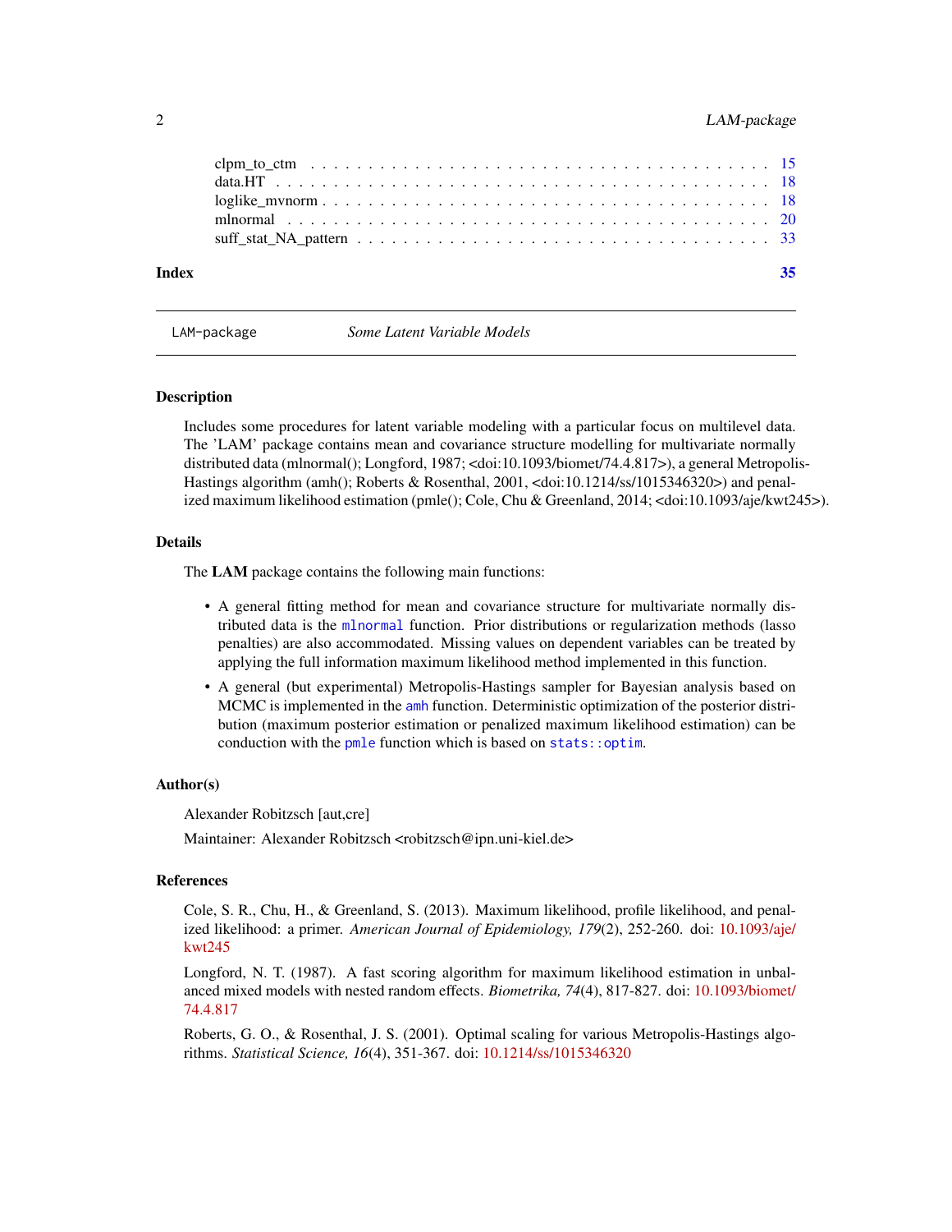clpm_to_ctm . . . . . . . . . . . . . . . . . . . . . . . . . . . . . . . . . . . . . . 15
data.HT . . . . . . . . . . . . . . . . . . . . . . . . . . . . . . . . . . . . . . . . 18
loglike_mvnorm . . . . . . . . . . . . . . . . . . . . . . . . . . . . . . . . . . . . 18
mlnormal . . . . . . . . . . . . . . . . . . . . . . . . . . . . . . . . . . . . . . . 20
suff_stat_NA_pattern . . . . . . . . . . . . . . . . . . . . . . . . . . . . . . . . 33

**Index** **35**

---

`LAM-package` *Some Latent Variable Models*

---

## Description

Includes some procedures for latent variable modeling with a particular focus on multilevel data. The 'LAM' package contains mean and covariance structure modelling for multivariate normally distributed data (mlnormal(); Longford, 1987; <doi:10.1093/biomet/74.4.817>), a general Metropolis-Hastings algorithm (amh(); Roberts & Rosenthal, 2001, <doi:10.1214/ss/1015346320>) and penalized maximum likelihood estimation (pmle(); Cole, Chu & Greenland, 2014; <doi:10.1093/aje/kwt245>).

## Details

The **LAM** package contains the following main functions:

- A general fitting method for mean and covariance structure for multivariate normally distributed data is the `mlnormal` function. Prior distributions or regularization methods (lasso penalties) are also accommodated. Missing values on dependent variables can be treated by applying the full information maximum likelihood method implemented in this function.
- A general (but experimental) Metropolis-Hastings sampler for Bayesian analysis based on MCMC is implemented in the `amh` function. Deterministic optimization of the posterior distribution (maximum posterior estimation or penalized maximum likelihood estimation) can be conduction with the `pmle` function which is based on `stats::optim`.

## Author(s)

Alexander Robitzsch [aut,cre]

Maintainer: Alexander Robitzsch <robitzsch@ipn.uni-kiel.de>

## References

Cole, S. R., Chu, H., & Greenland, S. (2013). Maximum likelihood, profile likelihood, and penalized likelihood: a primer. *American Journal of Epidemiology, 179*(2), 252-260. doi: 10.1093/aje/kwt245

Longford, N. T. (1987). A fast scoring algorithm for maximum likelihood estimation in unbalanced mixed models with nested random effects. *Biometrika, 74*(4), 817-827. doi: 10.1093/biomet/74.4.817

Roberts, G. O., & Rosenthal, J. S. (2001). Optimal scaling for various Metropolis-Hastings algorithms. *Statistical Science, 16*(4), 351-367. doi: 10.1214/ss/1015346320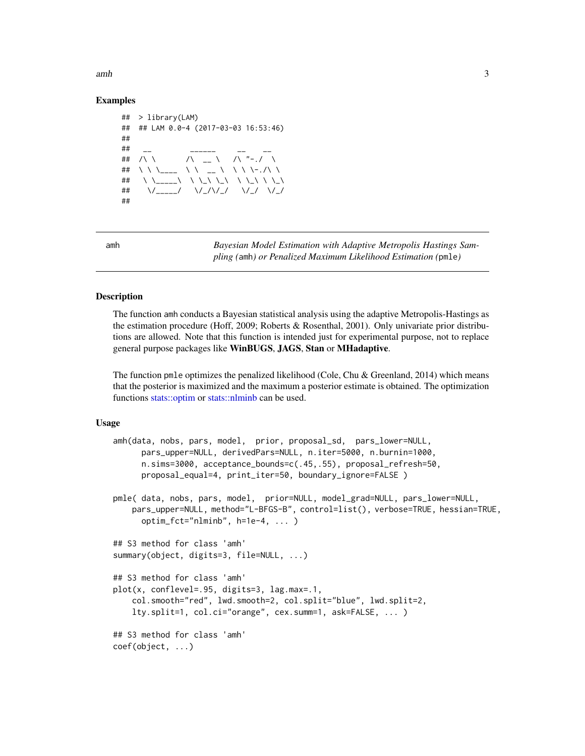## Examples

```
##  > library(LAM)
##  ## LAM 0.0-4 (2017-03-03 16:53:46)
##
##   __         ______     __    __
##  /\ \       /\  __ \   /\ "-./  \
##  \ \ \____  \ \  __ \  \ \ \-./\ \
##   \ \_____\  \ \_\ \_\  \ \_\ \ \_\
##    \/_____/   \/_/\/_/   \/_/  \/_/
##
```

---

amh — *Bayesian Model Estimation with Adaptive Metropolis Hastings Sampling (*`amh`*) or Penalized Maximum Likelihood Estimation (*`pmle`*)*

---

## Description

The function `amh` conducts a Bayesian statistical analysis using the adaptive Metropolis-Hastings as the estimation procedure (Hoff, 2009; Roberts & Rosenthal, 2001). Only univariate prior distributions are allowed. Note that this function is intended just for experimental purpose, not to replace general purpose packages like **WinBUGS**, **JAGS**, **Stan** or **MHadaptive**.

The function `pmle` optimizes the penalized likelihood (Cole, Chu & Greenland, 2014) which means that the posterior is maximized and the maximum a posterior estimate is obtained. The optimization functions stats::optim or stats::nlminb can be used.

## Usage

```
amh(data, nobs, pars, model,  prior, proposal_sd,  pars_lower=NULL,
      pars_upper=NULL, derivedPars=NULL, n.iter=5000, n.burnin=1000,
      n.sims=3000, acceptance_bounds=c(.45,.55), proposal_refresh=50,
      proposal_equal=4, print_iter=50, boundary_ignore=FALSE )

pmle( data, nobs, pars, model,  prior=NULL, model_grad=NULL, pars_lower=NULL,
    pars_upper=NULL, method="L-BFGS-B", control=list(), verbose=TRUE, hessian=TRUE,
      optim_fct="nlminb", h=1e-4, ... )

## S3 method for class 'amh'
summary(object, digits=3, file=NULL, ...)

## S3 method for class 'amh'
plot(x, conflevel=.95, digits=3, lag.max=.1,
    col.smooth="red", lwd.smooth=2, col.split="blue", lwd.split=2,
    lty.split=1, col.ci="orange", cex.summ=1, ask=FALSE, ... )

## S3 method for class 'amh'
coef(object, ...)
```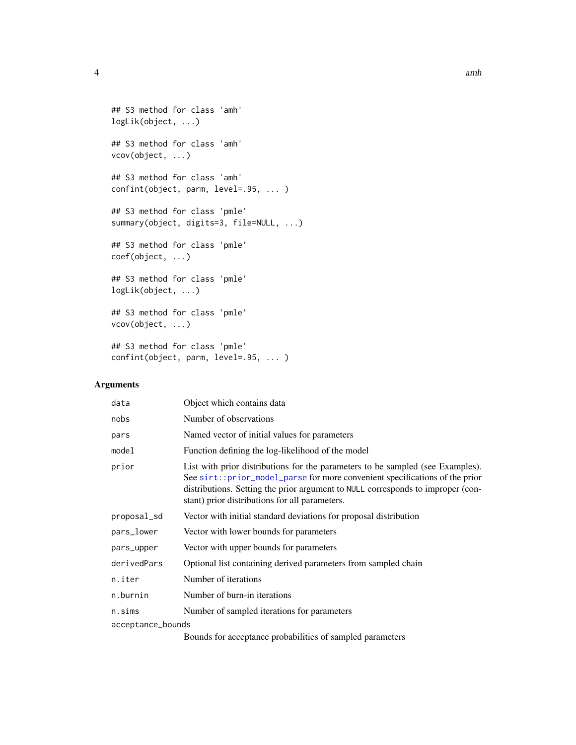```
## S3 method for class 'amh'
logLik(object, ...)

## S3 method for class 'amh'
vcov(object, ...)

## S3 method for class 'amh'
confint(object, parm, level=.95, ... )

## S3 method for class 'pmle'
summary(object, digits=3, file=NULL, ...)

## S3 method for class 'pmle'
coef(object, ...)

## S3 method for class 'pmle'
logLik(object, ...)

## S3 method for class 'pmle'
vcov(object, ...)

## S3 method for class 'pmle'
confint(object, parm, level=.95, ... )
```

## Arguments

| Argument | Description |
|---|---|
| `data` | Object which contains data |
| `nobs` | Number of observations |
| `pars` | Named vector of initial values for parameters |
| `model` | Function defining the log-likelihood of the model |
| `prior` | List with prior distributions for the parameters to be sampled (see Examples). See `sirt::prior_model_parse` for more convenient specifications of the prior distributions. Setting the prior argument to `NULL` corresponds to improper (constant) prior distributions for all parameters. |
| `proposal_sd` | Vector with initial standard deviations for proposal distribution |
| `pars_lower` | Vector with lower bounds for parameters |
| `pars_upper` | Vector with upper bounds for parameters |
| `derivedPars` | Optional list containing derived parameters from sampled chain |
| `n.iter` | Number of iterations |
| `n.burnin` | Number of burn-in iterations |
| `n.sims` | Number of sampled iterations for parameters |
| `acceptance_bounds` | Bounds for acceptance probabilities of sampled parameters |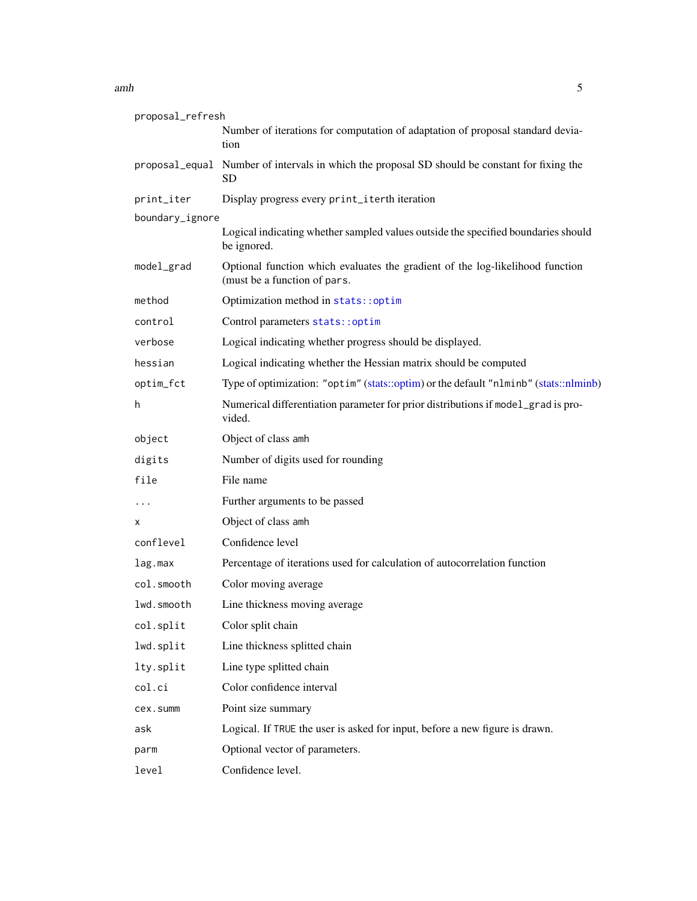| | |
|---|---|
| `proposal_refresh` | Number of iterations for computation of adaptation of proposal standard deviation |
| `proposal_equal` | Number of intervals in which the proposal SD should be constant for fixing the SD |
| `print_iter` | Display progress every `print_iter`th iteration |
| `boundary_ignore` | Logical indicating whether sampled values outside the specified boundaries should be ignored. |
| `model_grad` | Optional function which evaluates the gradient of the log-likelihood function (must be a function of `pars`. |
| `method` | Optimization method in `stats::optim` |
| `control` | Control parameters `stats::optim` |
| `verbose` | Logical indicating whether progress should be displayed. |
| `hessian` | Logical indicating whether the Hessian matrix should be computed |
| `optim_fct` | Type of optimization: `"optim"` (stats::optim) or the default `"nlminb"` (stats::nlminb) |
| `h` | Numerical differentiation parameter for prior distributions if `model_grad` is provided. |
| `object` | Object of class `amh` |
| `digits` | Number of digits used for rounding |
| `file` | File name |
| `...` | Further arguments to be passed |
| `x` | Object of class `amh` |
| `conflevel` | Confidence level |
| `lag.max` | Percentage of iterations used for calculation of autocorrelation function |
| `col.smooth` | Color moving average |
| `lwd.smooth` | Line thickness moving average |
| `col.split` | Color split chain |
| `lwd.split` | Line thickness splitted chain |
| `lty.split` | Line type splitted chain |
| `col.ci` | Color confidence interval |
| `cex.summ` | Point size summary |
| `ask` | Logical. If `TRUE` the user is asked for input, before a new figure is drawn. |
| `parm` | Optional vector of parameters. |
| `level` | Confidence level. |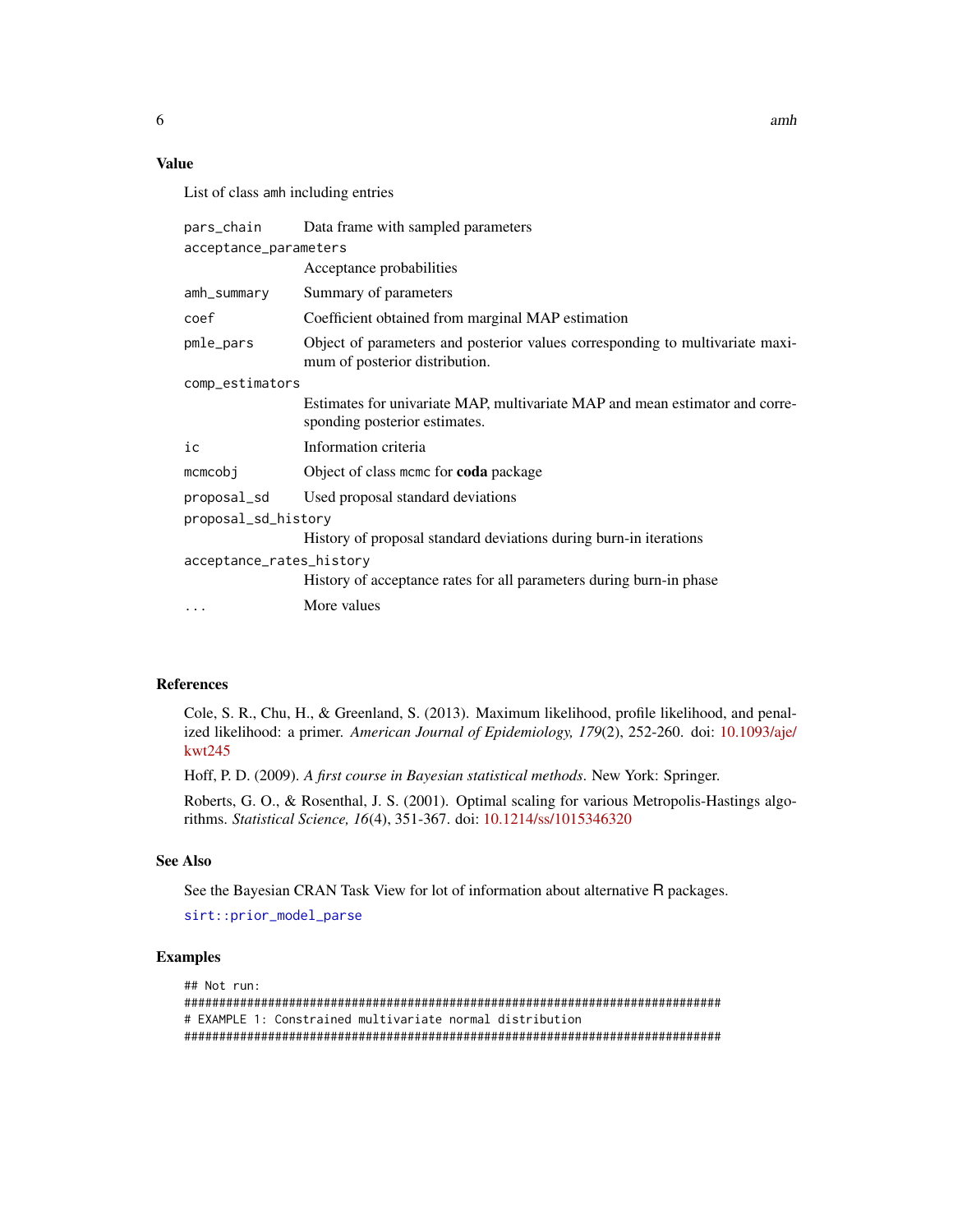### Value

List of class amh including entries

| | |
|---|---|
| pars_chain | Data frame with sampled parameters |
| acceptance_parameters | Acceptance probabilities |
| amh_summary | Summary of parameters |
| coef | Coefficient obtained from marginal MAP estimation |
| pmle_pars | Object of parameters and posterior values corresponding to multivariate maximum of posterior distribution. |
| comp_estimators | Estimates for univariate MAP, multivariate MAP and mean estimator and corresponding posterior estimates. |
| ic | Information criteria |
| mcmcobj | Object of class mcmc for **coda** package |
| proposal_sd | Used proposal standard deviations |
| proposal_sd_history | History of proposal standard deviations during burn-in iterations |
| acceptance_rates_history | History of acceptance rates for all parameters during burn-in phase |
| ... | More values |

### References

Cole, S. R., Chu, H., & Greenland, S. (2013). Maximum likelihood, profile likelihood, and penalized likelihood: a primer. *American Journal of Epidemiology, 179*(2), 252-260. doi: 10.1093/aje/kwt245

Hoff, P. D. (2009). *A first course in Bayesian statistical methods*. New York: Springer.

Roberts, G. O., & Rosenthal, J. S. (2001). Optimal scaling for various Metropolis-Hastings algorithms. *Statistical Science, 16*(4), 351-367. doi: 10.1214/ss/1015346320

### See Also

See the Bayesian CRAN Task View for lot of information about alternative R packages.

sirt::prior_model_parse

### Examples

```
## Not run:
#############################################################################
# EXAMPLE 1: Constrained multivariate normal distribution
#############################################################################
```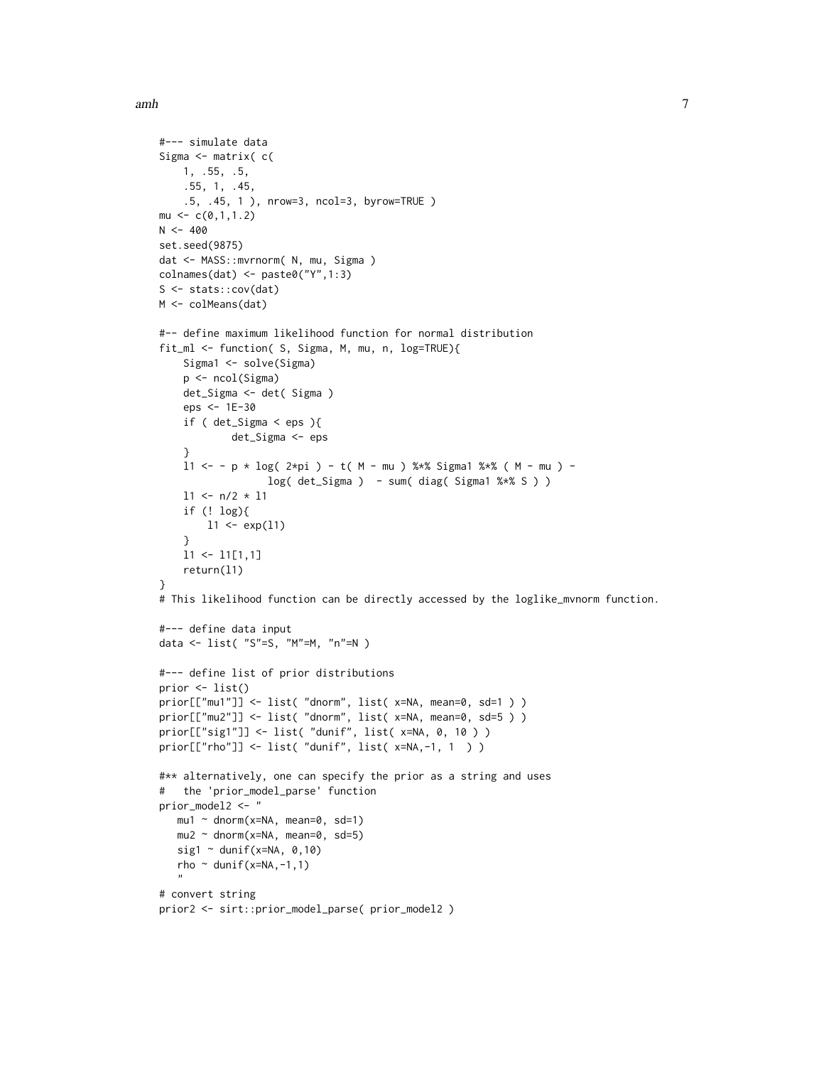```
#--- simulate data
Sigma <- matrix( c(
    1, .55, .5,
    .55, 1, .45,
    .5, .45, 1 ), nrow=3, ncol=3, byrow=TRUE )
mu <- c(0,1,1.2)
N <- 400
set.seed(9875)
dat <- MASS::mvrnorm( N, mu, Sigma )
colnames(dat) <- paste0("Y",1:3)
S <- stats::cov(dat)
M <- colMeans(dat)

#-- define maximum likelihood function for normal distribution
fit_ml <- function( S, Sigma, M, mu, n, log=TRUE){
    Sigma1 <- solve(Sigma)
    p <- ncol(Sigma)
    det_Sigma <- det( Sigma )
    eps <- 1E-30
    if ( det_Sigma < eps ){
            det_Sigma <- eps
    }
    l1 <- - p * log( 2*pi ) - t( M - mu ) %*% Sigma1 %*% ( M - mu ) -
                  log( det_Sigma )  - sum( diag( Sigma1 %*% S ) )
    l1 <- n/2 * l1
    if (! log){
        l1 <- exp(l1)
    }
    l1 <- l1[1,1]
    return(l1)
}
# This likelihood function can be directly accessed by the loglike_mvnorm function.

#--- define data input
data <- list( "S"=S, "M"=M, "n"=N )

#--- define list of prior distributions
prior <- list()
prior[["mu1"]] <- list( "dnorm", list( x=NA, mean=0, sd=1 ) )
prior[["mu2"]] <- list( "dnorm", list( x=NA, mean=0, sd=5 ) )
prior[["sig1"]] <- list( "dunif", list( x=NA, 0, 10 ) )
prior[["rho"]] <- list( "dunif", list( x=NA,-1, 1  ) )

#** alternatively, one can specify the prior as a string and uses
#   the 'prior_model_parse' function
prior_model2 <- "
   mu1 ~ dnorm(x=NA, mean=0, sd=1)
   mu2 ~ dnorm(x=NA, mean=0, sd=5)
   sig1 ~ dunif(x=NA, 0,10)
   rho ~ dunif(x=NA,-1,1)
   "
# convert string
prior2 <- sirt::prior_model_parse( prior_model2 )
```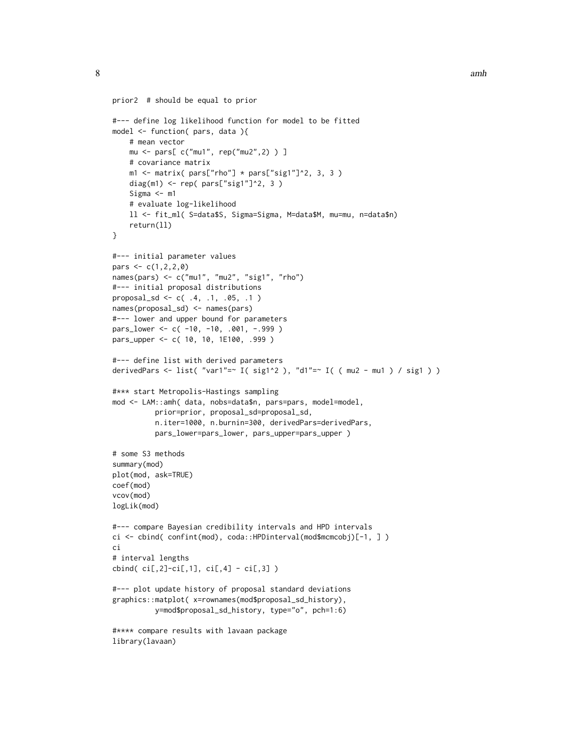```
prior2  # should be equal to prior

#--- define log likelihood function for model to be fitted
model <- function( pars, data ){
    # mean vector
    mu <- pars[ c("mu1", rep("mu2",2) ) ]
    # covariance matrix
    m1 <- matrix( pars["rho"] * pars["sig1"]^2, 3, 3 )
    diag(m1) <- rep( pars["sig1"]^2, 3 )
    Sigma <- m1
    # evaluate log-likelihood
    ll <- fit_ml( S=data$S, Sigma=Sigma, M=data$M, mu=mu, n=data$n)
    return(ll)
}

#--- initial parameter values
pars <- c(1,2,2,0)
names(pars) <- c("mu1", "mu2", "sig1", "rho")
#--- initial proposal distributions
proposal_sd <- c( .4, .1, .05, .1 )
names(proposal_sd) <- names(pars)
#--- lower and upper bound for parameters
pars_lower <- c( -10, -10, .001, -.999 )
pars_upper <- c( 10, 10, 1E100, .999 )

#--- define list with derived parameters
derivedPars <- list( "var1"=~ I( sig1^2 ), "d1"=~ I( ( mu2 - mu1 ) / sig1 ) )

#*** start Metropolis-Hastings sampling
mod <- LAM::amh( data, nobs=data$n, pars=pars, model=model,
          prior=prior, proposal_sd=proposal_sd,
          n.iter=1000, n.burnin=300, derivedPars=derivedPars,
          pars_lower=pars_lower, pars_upper=pars_upper )

# some S3 methods
summary(mod)
plot(mod, ask=TRUE)
coef(mod)
vcov(mod)
logLik(mod)

#--- compare Bayesian credibility intervals and HPD intervals
ci <- cbind( confint(mod), coda::HPDinterval(mod$mcmcobj)[-1, ] )
ci
# interval lengths
cbind( ci[,2]-ci[,1], ci[,4] - ci[,3] )

#--- plot update history of proposal standard deviations
graphics::matplot( x=rownames(mod$proposal_sd_history),
          y=mod$proposal_sd_history, type="o", pch=1:6)

#**** compare results with lavaan package
library(lavaan)
```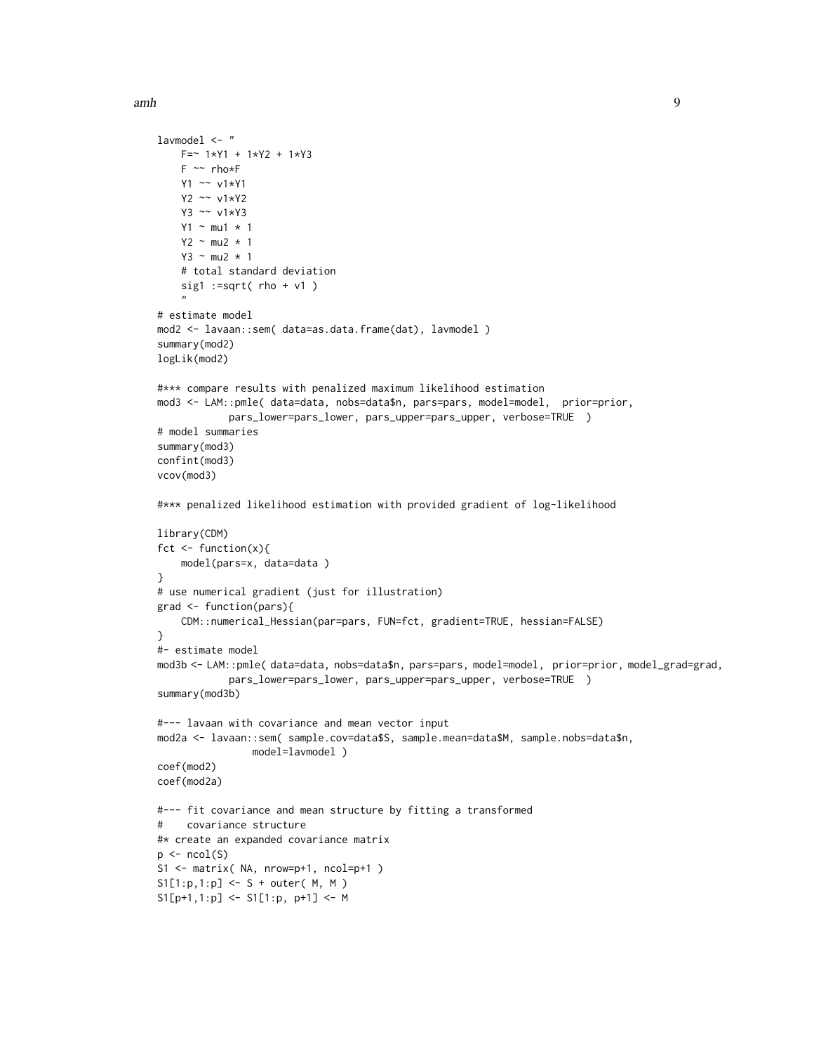```
lavmodel <- "
    F=~ 1*Y1 + 1*Y2 + 1*Y3
    F ~~ rho*F
    Y1 ~~ v1*Y1
    Y2 ~~ v1*Y2
    Y3 ~~ v1*Y3
    Y1 ~ mu1 * 1
    Y2 ~ mu2 * 1
    Y3 ~ mu2 * 1
    # total standard deviation
    sig1 :=sqrt( rho + v1 )
    "
# estimate model
mod2 <- lavaan::sem( data=as.data.frame(dat), lavmodel )
summary(mod2)
logLik(mod2)

#*** compare results with penalized maximum likelihood estimation
mod3 <- LAM::pmle( data=data, nobs=data$n, pars=pars, model=model,  prior=prior,
            pars_lower=pars_lower, pars_upper=pars_upper, verbose=TRUE  )
# model summaries
summary(mod3)
confint(mod3)
vcov(mod3)

#*** penalized likelihood estimation with provided gradient of log-likelihood

library(CDM)
fct <- function(x){
    model(pars=x, data=data )
}
# use numerical gradient (just for illustration)
grad <- function(pars){
    CDM::numerical_Hessian(par=pars, FUN=fct, gradient=TRUE, hessian=FALSE)
}
#- estimate model
mod3b <- LAM::pmle( data=data, nobs=data$n, pars=pars, model=model,  prior=prior, model_grad=grad,
            pars_lower=pars_lower, pars_upper=pars_upper, verbose=TRUE  )
summary(mod3b)

#--- lavaan with covariance and mean vector input
mod2a <- lavaan::sem( sample.cov=data$S, sample.mean=data$M, sample.nobs=data$n,
                model=lavmodel )
coef(mod2)
coef(mod2a)

#--- fit covariance and mean structure by fitting a transformed
#    covariance structure
#* create an expanded covariance matrix
p <- ncol(S)
S1 <- matrix( NA, nrow=p+1, ncol=p+1 )
S1[1:p,1:p] <- S + outer( M, M )
S1[p+1,1:p] <- S1[1:p, p+1] <- M
```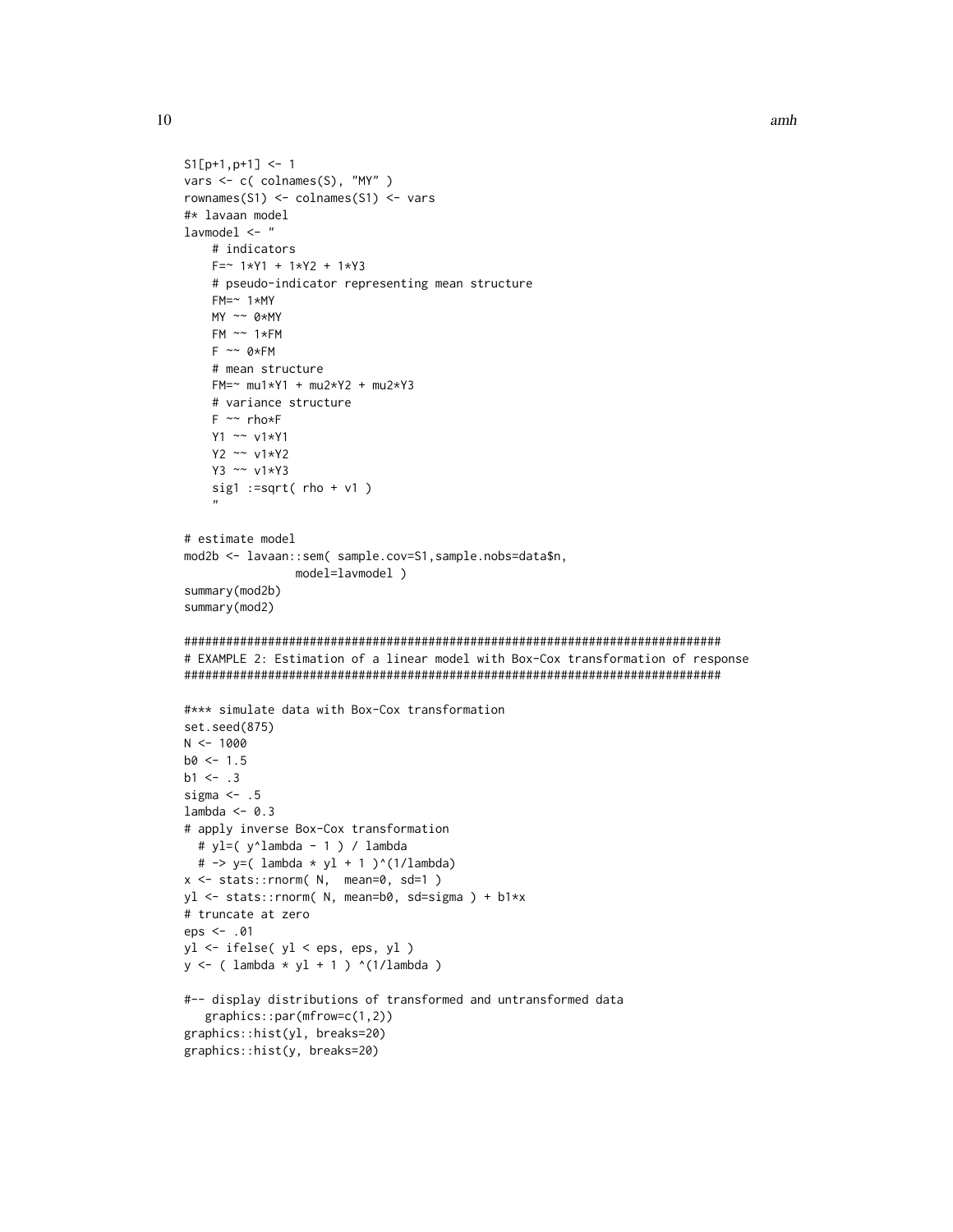```
S1[p+1,p+1] <- 1
vars <- c( colnames(S), "MY" )
rownames(S1) <- colnames(S1) <- vars
#* lavaan model
lavmodel <- "
    # indicators
    F=~ 1*Y1 + 1*Y2 + 1*Y3
    # pseudo-indicator representing mean structure
    FM=~ 1*MY
    MY ~~ 0*MY
    FM ~~ 1*FM
    F ~~ 0*FM
    # mean structure
    FM=~ mu1*Y1 + mu2*Y2 + mu2*Y3
    # variance structure
    F ~~ rho*F
    Y1 ~~ v1*Y1
    Y2 ~~ v1*Y2
    Y3 ~~ v1*Y3
    sig1 :=sqrt( rho + v1 )
    "

# estimate model
mod2b <- lavaan::sem( sample.cov=S1,sample.nobs=data$n,
                model=lavmodel )
summary(mod2b)
summary(mod2)

#############################################################################
# EXAMPLE 2: Estimation of a linear model with Box-Cox transformation of response
#############################################################################

#*** simulate data with Box-Cox transformation
set.seed(875)
N <- 1000
b0 <- 1.5
b1 <- .3
sigma <- .5
lambda <- 0.3
# apply inverse Box-Cox transformation
  # yl=( y^lambda - 1 ) / lambda
  # -> y=( lambda * yl + 1 )^(1/lambda)
x <- stats::rnorm( N,  mean=0, sd=1 )
yl <- stats::rnorm( N, mean=b0, sd=sigma ) + b1*x
# truncate at zero
eps <- .01
yl <- ifelse( yl < eps, eps, yl )
y <- ( lambda * yl + 1 ) ^(1/lambda )

#-- display distributions of transformed and untransformed data
   graphics::par(mfrow=c(1,2))
graphics::hist(yl, breaks=20)
graphics::hist(y, breaks=20)
```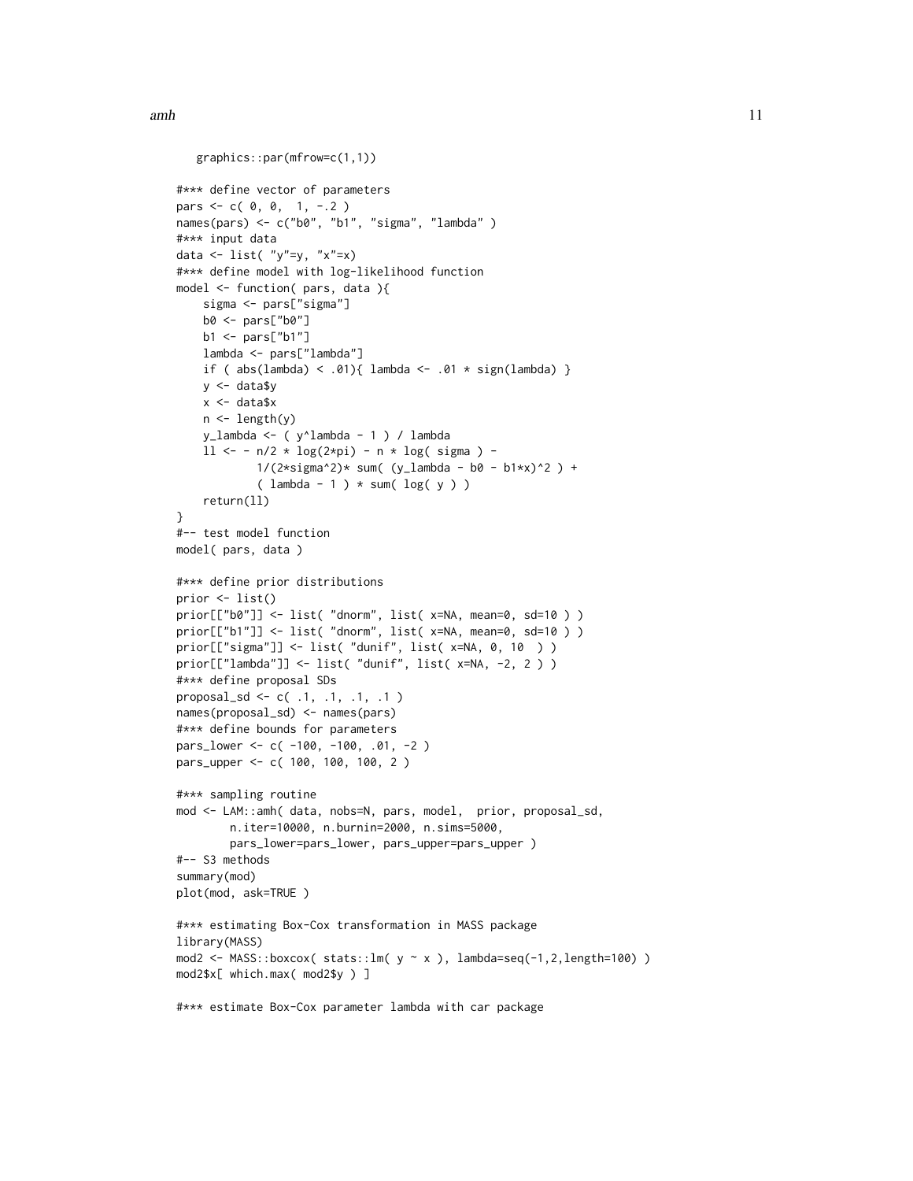```
    graphics::par(mfrow=c(1,1))

#*** define vector of parameters
pars <- c( 0, 0,  1, -.2 )
names(pars) <- c("b0", "b1", "sigma", "lambda" )
#*** input data
data <- list( "y"=y, "x"=x)
#*** define model with log-likelihood function
model <- function( pars, data ){
    sigma <- pars["sigma"]
    b0 <- pars["b0"]
    b1 <- pars["b1"]
    lambda <- pars["lambda"]
    if ( abs(lambda) < .01){ lambda <- .01 * sign(lambda) }
    y <- data$y
    x <- data$x
    n <- length(y)
    y_lambda <- ( y^lambda - 1 ) / lambda
    ll <- - n/2 * log(2*pi) - n * log( sigma ) -
            1/(2*sigma^2)* sum( (y_lambda - b0 - b1*x)^2 ) +
            ( lambda - 1 ) * sum( log( y ) )
    return(ll)
}
#-- test model function
model( pars, data )

#*** define prior distributions
prior <- list()
prior[["b0"]] <- list( "dnorm", list( x=NA, mean=0, sd=10 ) )
prior[["b1"]] <- list( "dnorm", list( x=NA, mean=0, sd=10 ) )
prior[["sigma"]] <- list( "dunif", list( x=NA, 0, 10  ) )
prior[["lambda"]] <- list( "dunif", list( x=NA, -2, 2 ) )
#*** define proposal SDs
proposal_sd <- c( .1, .1, .1, .1 )
names(proposal_sd) <- names(pars)
#*** define bounds for parameters
pars_lower <- c( -100, -100, .01, -2 )
pars_upper <- c( 100, 100, 100, 2 )

#*** sampling routine
mod <- LAM::amh( data, nobs=N, pars, model,  prior, proposal_sd,
        n.iter=10000, n.burnin=2000, n.sims=5000,
        pars_lower=pars_lower, pars_upper=pars_upper )
#-- S3 methods
summary(mod)
plot(mod, ask=TRUE )

#*** estimating Box-Cox transformation in MASS package
library(MASS)
mod2 <- MASS::boxcox( stats::lm( y ~ x ), lambda=seq(-1,2,length=100) )
mod2$x[ which.max( mod2$y ) ]

#*** estimate Box-Cox parameter lambda with car package
```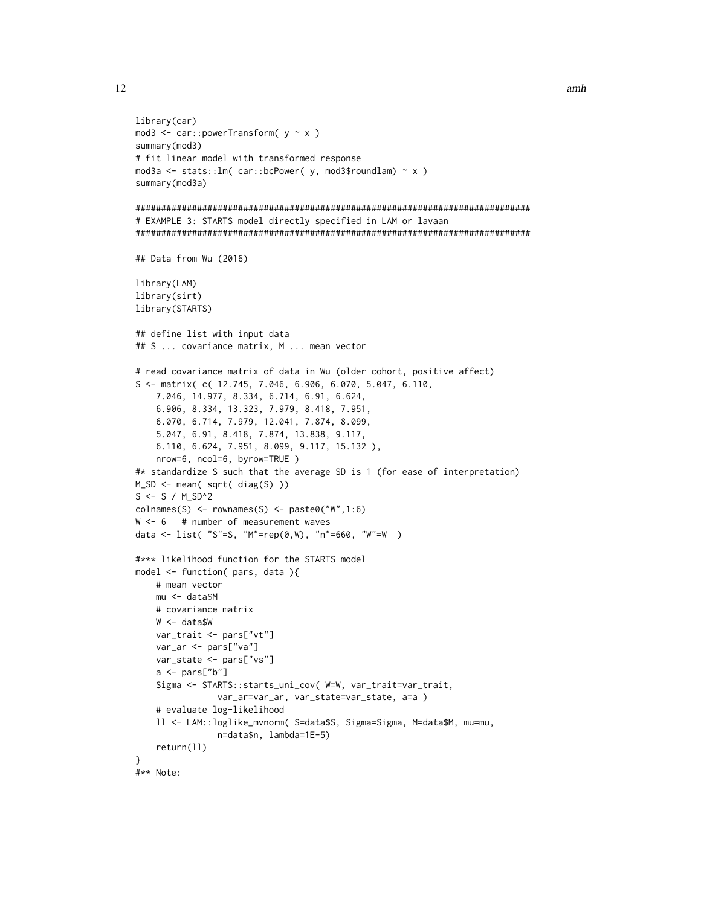```
library(car)
mod3 <- car::powerTransform( y ~ x )
summary(mod3)
# fit linear model with transformed response
mod3a <- stats::lm( car::bcPower( y, mod3$roundlam) ~ x )
summary(mod3a)

#############################################################################
# EXAMPLE 3: STARTS model directly specified in LAM or lavaan
#############################################################################

## Data from Wu (2016)

library(LAM)
library(sirt)
library(STARTS)

## define list with input data
## S ... covariance matrix, M ... mean vector

# read covariance matrix of data in Wu (older cohort, positive affect)
S <- matrix( c( 12.745, 7.046, 6.906, 6.070, 5.047, 6.110,
    7.046, 14.977, 8.334, 6.714, 6.91, 6.624,
    6.906, 8.334, 13.323, 7.979, 8.418, 7.951,
    6.070, 6.714, 7.979, 12.041, 7.874, 8.099,
    5.047, 6.91, 8.418, 7.874, 13.838, 9.117,
    6.110, 6.624, 7.951, 8.099, 9.117, 15.132 ),
    nrow=6, ncol=6, byrow=TRUE )
#* standardize S such that the average SD is 1 (for ease of interpretation)
M_SD <- mean( sqrt( diag(S) ))
S <- S / M_SD^2
colnames(S) <- rownames(S) <- paste0("W",1:6)
W <- 6   # number of measurement waves
data <- list( "S"=S, "M"=rep(0,W), "n"=660, "W"=W  )

#*** likelihood function for the STARTS model
model <- function( pars, data ){
    # mean vector
    mu <- data$M
    # covariance matrix
    W <- data$W
    var_trait <- pars["vt"]
    var_ar <- pars["va"]
    var_state <- pars["vs"]
    a <- pars["b"]
    Sigma <- STARTS::starts_uni_cov( W=W, var_trait=var_trait,
                var_ar=var_ar, var_state=var_state, a=a )
    # evaluate log-likelihood
    ll <- LAM::loglike_mvnorm( S=data$S, Sigma=Sigma, M=data$M, mu=mu,
                n=data$n, lambda=1E-5)
    return(ll)
}
#** Note:
```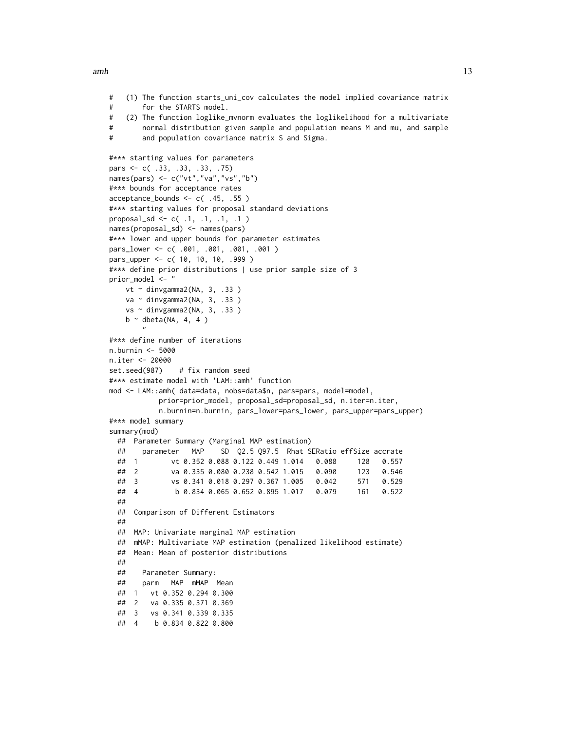```
#   (1) The function starts_uni_cov calculates the model implied covariance matrix
#       for the STARTS model.
#   (2) The function loglike_mvnorm evaluates the loglikelihood for a multivariate
#       normal distribution given sample and population means M and mu, and sample
#       and population covariance matrix S and Sigma.

#*** starting values for parameters
pars <- c( .33, .33, .33, .75)
names(pars) <- c("vt","va","vs","b")
#*** bounds for acceptance rates
acceptance_bounds <- c( .45, .55 )
#*** starting values for proposal standard deviations
proposal_sd <- c( .1, .1, .1, .1 )
names(proposal_sd) <- names(pars)
#*** lower and upper bounds for parameter estimates
pars_lower <- c( .001, .001, .001, .001 )
pars_upper <- c( 10, 10, 10, .999 )
#*** define prior distributions | use prior sample size of 3
prior_model <- "
    vt ~ dinvgamma2(NA, 3, .33 )
    va ~ dinvgamma2(NA, 3, .33 )
    vs ~ dinvgamma2(NA, 3, .33 )
    b ~ dbeta(NA, 4, 4 )
        "
#*** define number of iterations
n.burnin <- 5000
n.iter <- 20000
set.seed(987)    # fix random seed
#*** estimate model with 'LAM::amh' function
mod <- LAM::amh( data=data, nobs=data$n, pars=pars, model=model,
            prior=prior_model, proposal_sd=proposal_sd, n.iter=n.iter,
            n.burnin=n.burnin, pars_lower=pars_lower, pars_upper=pars_upper)
#*** model summary
summary(mod)
  ##  Parameter Summary (Marginal MAP estimation)
  ##    parameter   MAP    SD  Q2.5 Q97.5  Rhat SERatio effSize accrate
  ##  1        vt 0.352 0.088 0.122 0.449 1.014   0.088     128   0.557
  ##  2        va 0.335 0.080 0.238 0.542 1.015   0.090     123   0.546
  ##  3        vs 0.341 0.018 0.297 0.367 1.005   0.042     571   0.529
  ##  4         b 0.834 0.065 0.652 0.895 1.017   0.079     161   0.522
  ##
  ##  Comparison of Different Estimators
  ##
  ##  MAP: Univariate marginal MAP estimation
  ##  mMAP: Multivariate MAP estimation (penalized likelihood estimate)
  ##  Mean: Mean of posterior distributions
  ##
  ##    Parameter Summary:
  ##    parm   MAP  mMAP  Mean
  ##  1   vt 0.352 0.294 0.300
  ##  2   va 0.335 0.371 0.369
  ##  3   vs 0.341 0.339 0.335
  ##  4    b 0.834 0.822 0.800
```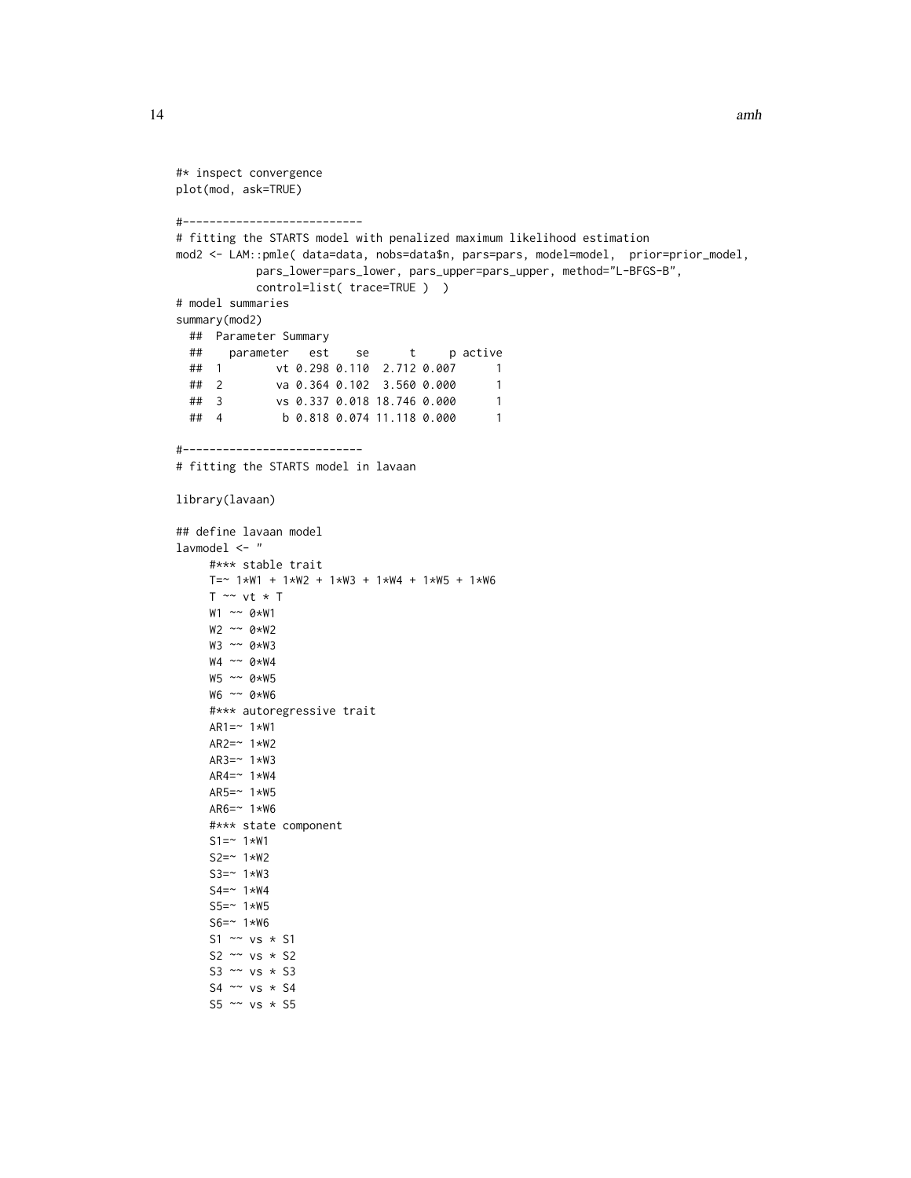```
#* inspect convergence
plot(mod, ask=TRUE)

#---------------------------
# fitting the STARTS model with penalized maximum likelihood estimation
mod2 <- LAM::pmle( data=data, nobs=data$n, pars=pars, model=model,  prior=prior_model,
            pars_lower=pars_lower, pars_upper=pars_upper, method="L-BFGS-B",
            control=list( trace=TRUE )  )
# model summaries
summary(mod2)
  ##  Parameter Summary
  ##    parameter   est    se      t     p active
  ##  1        vt 0.298 0.110  2.712 0.007      1
  ##  2        va 0.364 0.102  3.560 0.000      1
  ##  3        vs 0.337 0.018 18.746 0.000      1
  ##  4         b 0.818 0.074 11.118 0.000      1

#---------------------------
# fitting the STARTS model in lavaan

library(lavaan)

## define lavaan model
lavmodel <- "
     #*** stable trait
     T=~ 1*W1 + 1*W2 + 1*W3 + 1*W4 + 1*W5 + 1*W6
     T ~~ vt * T
     W1 ~~ 0*W1
     W2 ~~ 0*W2
     W3 ~~ 0*W3
     W4 ~~ 0*W4
     W5 ~~ 0*W5
     W6 ~~ 0*W6
     #*** autoregressive trait
     AR1=~ 1*W1
     AR2=~ 1*W2
     AR3=~ 1*W3
     AR4=~ 1*W4
     AR5=~ 1*W5
     AR6=~ 1*W6
     #*** state component
     S1=~ 1*W1
     S2=~ 1*W2
     S3=~ 1*W3
     S4=~ 1*W4
     S5=~ 1*W5
     S6=~ 1*W6
     S1 ~~ vs * S1
     S2 ~~ vs * S2
     S3 ~~ vs * S3
     S4 ~~ vs * S4
     S5 ~~ vs * S5
```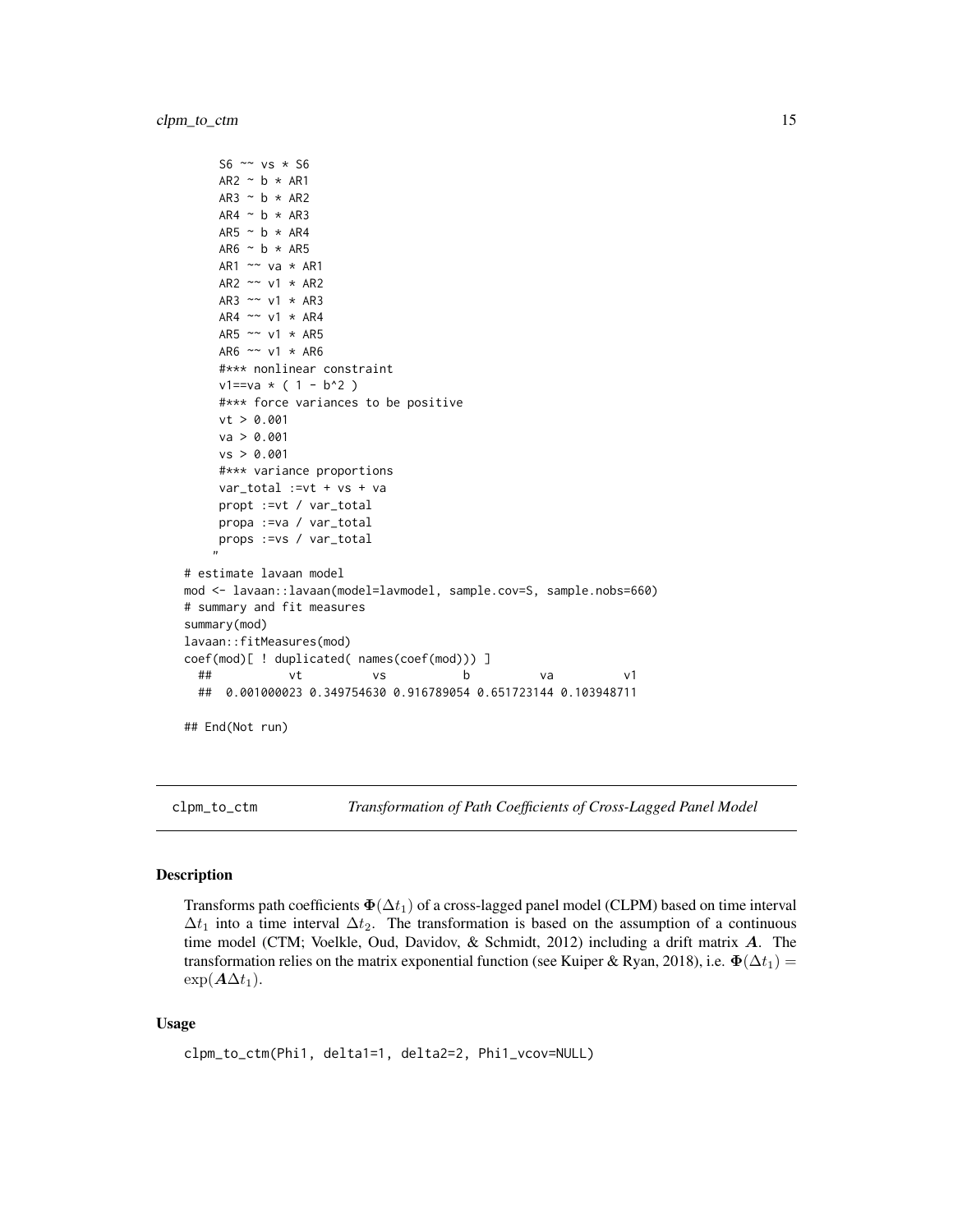```
      S6 ~~ vs * S6
      AR2 ~ b * AR1
      AR3 ~ b * AR2
      AR4 ~ b * AR3
      AR5 ~ b * AR4
      AR6 ~ b * AR5
      AR1 ~~ va * AR1
      AR2 ~~ v1 * AR2
      AR3 ~~ v1 * AR3
      AR4 ~~ v1 * AR4
      AR5 ~~ v1 * AR5
      AR6 ~~ v1 * AR6
      #*** nonlinear constraint
      v1==va * ( 1 - b^2 )
      #*** force variances to be positive
      vt > 0.001
      va > 0.001
      vs > 0.001
      #*** variance proportions
      var_total :=vt + vs + va
      propt :=vt / var_total
      propa :=va / var_total
      props :=vs / var_total
    "
# estimate lavaan model
mod <- lavaan::lavaan(model=lavmodel, sample.cov=S, sample.nobs=660)
# summary and fit measures
summary(mod)
lavaan::fitMeasures(mod)
coef(mod)[ ! duplicated( names(coef(mod))) ]
  ##          vt          vs           b          va          v1
  ##  0.001000023 0.349754630 0.916789054 0.651723144 0.103948711

## End(Not run)
```

---

clpm_to_ctm — *Transformation of Path Coefficients of Cross-Lagged Panel Model*

## Description

Transforms path coefficients $\mathbf{\Phi}(\Delta t_1)$ of a cross-lagged panel model (CLPM) based on time interval $\Delta t_1$ into a time interval $\Delta t_2$. The transformation is based on the assumption of a continuous time model (CTM; Voelkle, Oud, Davidov, & Schmidt, 2012) including a drift matrix $\boldsymbol{A}$. The transformation relies on the matrix exponential function (see Kuiper & Ryan, 2018), i.e. $\mathbf{\Phi}(\Delta t_1) = \exp(\boldsymbol{A}\Delta t_1)$.

## Usage

```
clpm_to_ctm(Phi1, delta1=1, delta2=2, Phi1_vcov=NULL)
```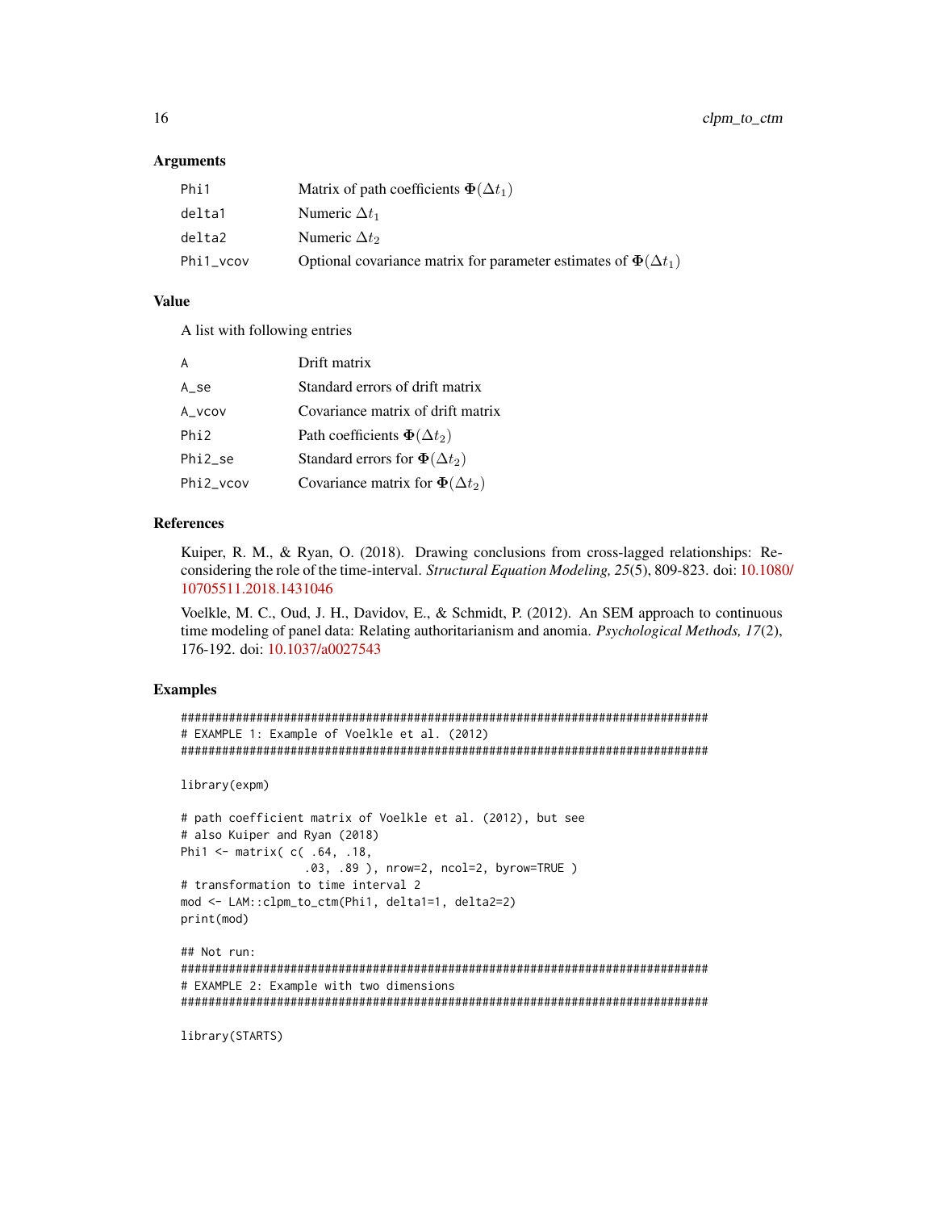### Arguments

| | |
|---|---|
| Phi1 | Matrix of path coefficients $\mathbf{\Phi}(\Delta t_1)$ |
| delta1 | Numeric $\Delta t_1$ |
| delta2 | Numeric $\Delta t_2$ |
| Phi1_vcov | Optional covariance matrix for parameter estimates of $\mathbf{\Phi}(\Delta t_1)$ |

### Value

A list with following entries

| | |
|---|---|
| A | Drift matrix |
| A_se | Standard errors of drift matrix |
| A_vcov | Covariance matrix of drift matrix |
| Phi2 | Path coefficients $\mathbf{\Phi}(\Delta t_2)$ |
| Phi2_se | Standard errors for $\mathbf{\Phi}(\Delta t_2)$ |
| Phi2_vcov | Covariance matrix for $\mathbf{\Phi}(\Delta t_2)$ |

### References

Kuiper, R. M., & Ryan, O. (2018). Drawing conclusions from cross-lagged relationships: Reconsidering the role of the time-interval. *Structural Equation Modeling, 25*(5), 809-823. doi: 10.1080/10705511.2018.1431046

Voelkle, M. C., Oud, J. H., Davidov, E., & Schmidt, P. (2012). An SEM approach to continuous time modeling of panel data: Relating authoritarianism and anomia. *Psychological Methods, 17*(2), 176-192. doi: 10.1037/a0027543

### Examples

```
#############################################################################
# EXAMPLE 1: Example of Voelkle et al. (2012)
#############################################################################

library(expm)

# path coefficient matrix of Voelkle et al. (2012), but see
# also Kuiper and Ryan (2018)
Phi1 <- matrix( c( .64, .18,
                  .03, .89 ), nrow=2, ncol=2, byrow=TRUE )
# transformation to time interval 2
mod <- LAM::clpm_to_ctm(Phi1, delta1=1, delta2=2)
print(mod)

## Not run:
#############################################################################
# EXAMPLE 2: Example with two dimensions
#############################################################################

library(STARTS)
```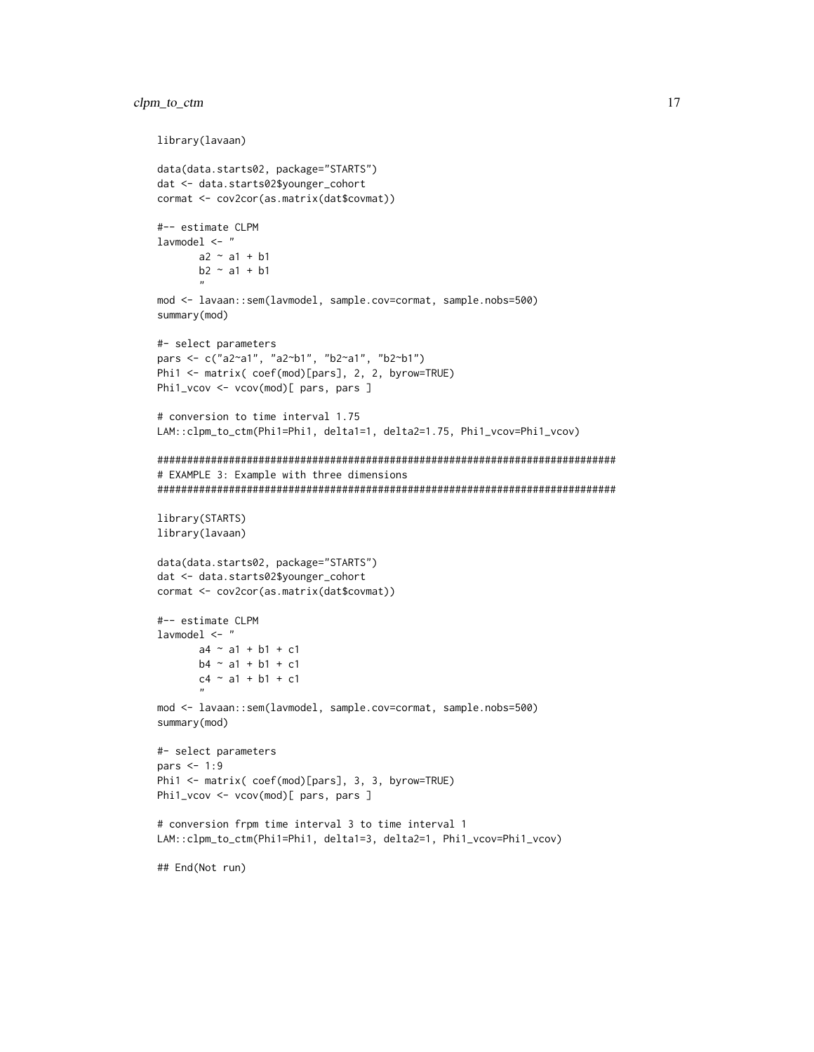```
library(lavaan)

data(data.starts02, package="STARTS")
dat <- data.starts02$younger_cohort
cormat <- cov2cor(as.matrix(dat$covmat))

#-- estimate CLPM
lavmodel <- "
       a2 ~ a1 + b1
       b2 ~ a1 + b1
       "
mod <- lavaan::sem(lavmodel, sample.cov=cormat, sample.nobs=500)
summary(mod)

#- select parameters
pars <- c("a2~a1", "a2~b1", "b2~a1", "b2~b1")
Phi1 <- matrix( coef(mod)[pars], 2, 2, byrow=TRUE)
Phi1_vcov <- vcov(mod)[ pars, pars ]

# conversion to time interval 1.75
LAM::clpm_to_ctm(Phi1=Phi1, delta1=1, delta2=1.75, Phi1_vcov=Phi1_vcov)

#############################################################################
# EXAMPLE 3: Example with three dimensions
#############################################################################

library(STARTS)
library(lavaan)

data(data.starts02, package="STARTS")
dat <- data.starts02$younger_cohort
cormat <- cov2cor(as.matrix(dat$covmat))

#-- estimate CLPM
lavmodel <- "
       a4 ~ a1 + b1 + c1
       b4 ~ a1 + b1 + c1
       c4 ~ a1 + b1 + c1
       "
mod <- lavaan::sem(lavmodel, sample.cov=cormat, sample.nobs=500)
summary(mod)

#- select parameters
pars <- 1:9
Phi1 <- matrix( coef(mod)[pars], 3, 3, byrow=TRUE)
Phi1_vcov <- vcov(mod)[ pars, pars ]

# conversion frpm time interval 3 to time interval 1
LAM::clpm_to_ctm(Phi1=Phi1, delta1=3, delta2=1, Phi1_vcov=Phi1_vcov)

## End(Not run)
```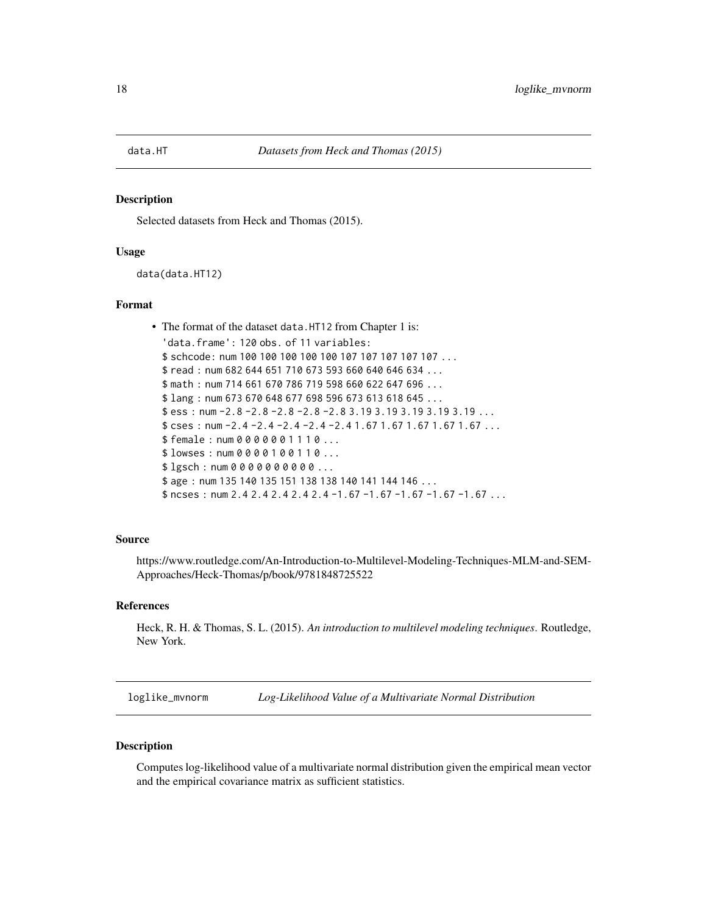## data.HT *Datasets from Heck and Thomas (2015)*

### Description

Selected datasets from Heck and Thomas (2015).

### Usage

```
data(data.HT12)
```

### Format

- The format of the dataset `data.HT12` from Chapter 1 is:

```
'data.frame': 120 obs. of 11 variables:
$ schcode: num 100 100 100 100 100 107 107 107 107 107 ...
$ read : num 682 644 651 710 673 593 660 640 646 634 ...
$ math : num 714 661 670 786 719 598 660 622 647 696 ...
$ lang : num 673 670 648 677 698 596 673 613 618 645 ...
$ ess : num -2.8 -2.8 -2.8 -2.8 -2.8 3.19 3.19 3.19 3.19 3.19 ...
$ cses : num -2.4 -2.4 -2.4 -2.4 -2.4 1.67 1.67 1.67 1.67 1.67 ...
$ female : num 0 0 0 0 0 0 1 1 1 0 ...
$ lowses : num 0 0 0 0 1 0 0 1 1 0 ...
$ lgsch : num 0 0 0 0 0 0 0 0 0 0 ...
$ age : num 135 140 135 151 138 138 140 141 144 146 ...
$ ncses : num 2.4 2.4 2.4 2.4 2.4 -1.67 -1.67 -1.67 -1.67 -1.67 ...
```

### Source

https://www.routledge.com/An-Introduction-to-Multilevel-Modeling-Techniques-MLM-and-SEM-Approaches/Heck-Thomas/p/book/9781848725522

### References

Heck, R. H. & Thomas, S. L. (2015). *An introduction to multilevel modeling techniques*. Routledge, New York.

## loglike_mvnorm *Log-Likelihood Value of a Multivariate Normal Distribution*

### Description

Computes log-likelihood value of a multivariate normal distribution given the empirical mean vector and the empirical covariance matrix as sufficient statistics.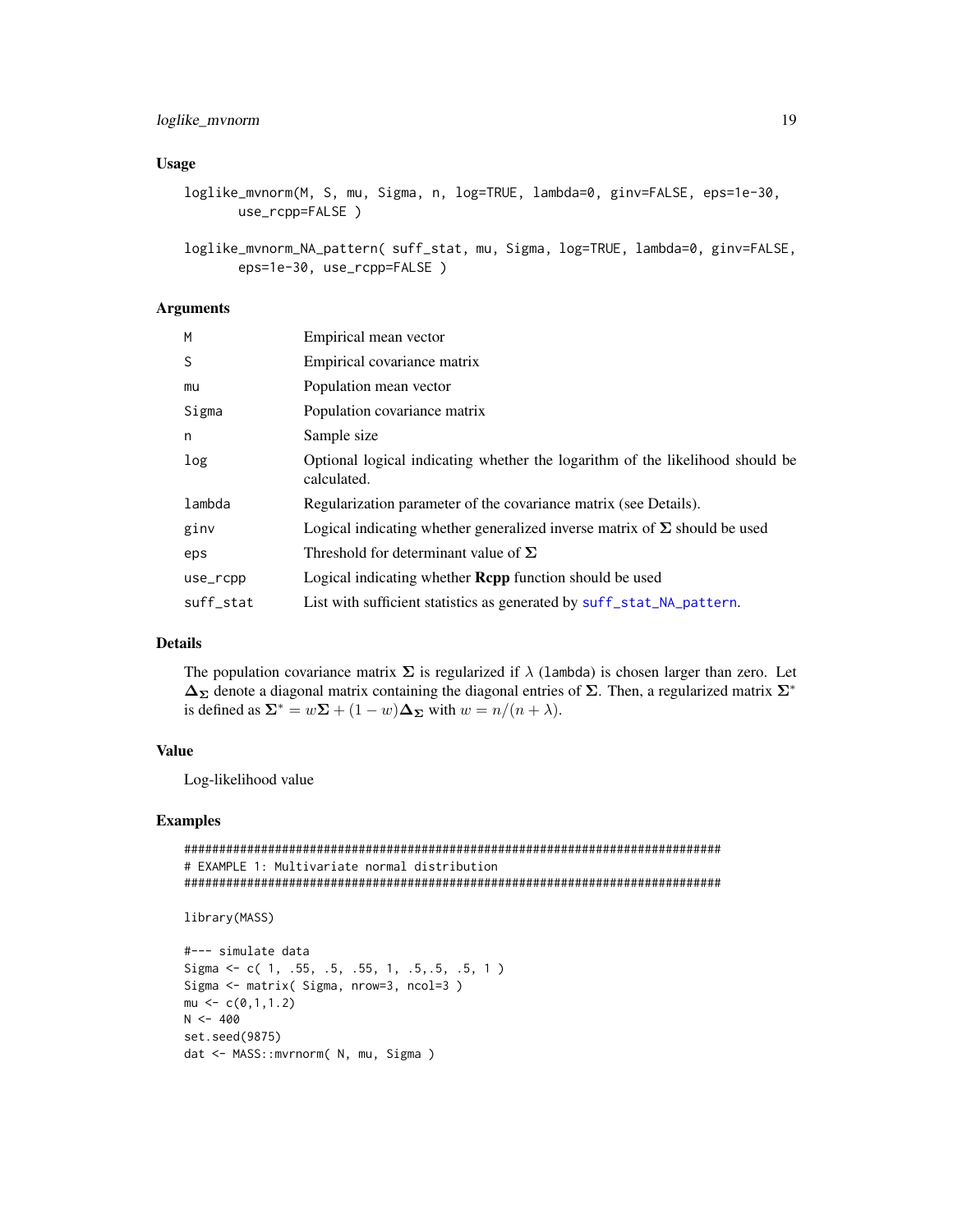## Usage

```
loglike_mvnorm(M, S, mu, Sigma, n, log=TRUE, lambda=0, ginv=FALSE, eps=1e-30,
       use_rcpp=FALSE )

loglike_mvnorm_NA_pattern( suff_stat, mu, Sigma, log=TRUE, lambda=0, ginv=FALSE,
       eps=1e-30, use_rcpp=FALSE )
```

## Arguments

| | |
|---|---|
| M | Empirical mean vector |
| S | Empirical covariance matrix |
| mu | Population mean vector |
| Sigma | Population covariance matrix |
| n | Sample size |
| log | Optional logical indicating whether the logarithm of the likelihood should be calculated. |
| lambda | Regularization parameter of the covariance matrix (see Details). |
| ginv | Logical indicating whether generalized inverse matrix of $\boldsymbol{\Sigma}$ should be used |
| eps | Threshold for determinant value of $\boldsymbol{\Sigma}$ |
| use_rcpp | Logical indicating whether **Rcpp** function should be used |
| suff_stat | List with sufficient statistics as generated by suff_stat_NA_pattern. |

## Details

The population covariance matrix $\boldsymbol{\Sigma}$ is regularized if $\lambda$ (lambda) is chosen larger than zero. Let $\boldsymbol{\Delta_\Sigma}$ denote a diagonal matrix containing the diagonal entries of $\boldsymbol{\Sigma}$. Then, a regularized matrix $\boldsymbol{\Sigma}^*$ is defined as $\boldsymbol{\Sigma}^* = w\boldsymbol{\Sigma} + (1-w)\boldsymbol{\Delta_\Sigma}$ with $w = n/(n+\lambda)$.

## Value

Log-likelihood value

## Examples

```
#############################################################################
# EXAMPLE 1: Multivariate normal distribution
#############################################################################

library(MASS)

#--- simulate data
Sigma <- c( 1, .55, .5, .55, 1, .5,.5, .5, 1 )
Sigma <- matrix( Sigma, nrow=3, ncol=3 )
mu <- c(0,1,1.2)
N <- 400
set.seed(9875)
dat <- MASS::mvrnorm( N, mu, Sigma )
```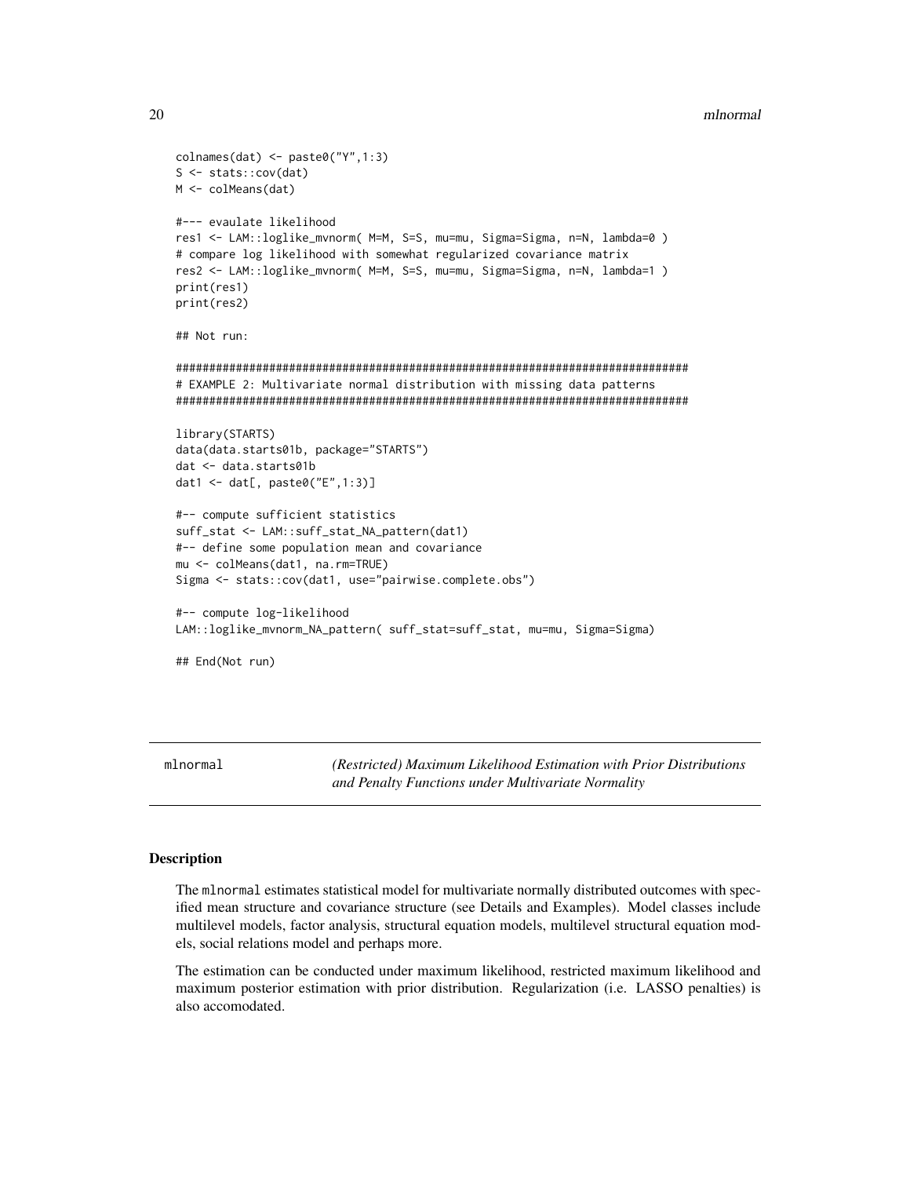```
colnames(dat) <- paste0("Y",1:3)
S <- stats::cov(dat)
M <- colMeans(dat)

#--- evaulate likelihood
res1 <- LAM::loglike_mvnorm( M=M, S=S, mu=mu, Sigma=Sigma, n=N, lambda=0 )
# compare log likelihood with somewhat regularized covariance matrix
res2 <- LAM::loglike_mvnorm( M=M, S=S, mu=mu, Sigma=Sigma, n=N, lambda=1 )
print(res1)
print(res2)

## Not run:

#############################################################################
# EXAMPLE 2: Multivariate normal distribution with missing data patterns
#############################################################################

library(STARTS)
data(data.starts01b, package="STARTS")
dat <- data.starts01b
dat1 <- dat[, paste0("E",1:3)]

#-- compute sufficient statistics
suff_stat <- LAM::suff_stat_NA_pattern(dat1)
#-- define some population mean and covariance
mu <- colMeans(dat1, na.rm=TRUE)
Sigma <- stats::cov(dat1, use="pairwise.complete.obs")

#-- compute log-likelihood
LAM::loglike_mvnorm_NA_pattern( suff_stat=suff_stat, mu=mu, Sigma=Sigma)

## End(Not run)
```

---

mlnormal — *(Restricted) Maximum Likelihood Estimation with Prior Distributions and Penalty Functions under Multivariate Normality*

---

## Description

The mlnormal estimates statistical model for multivariate normally distributed outcomes with specified mean structure and covariance structure (see Details and Examples). Model classes include multilevel models, factor analysis, structural equation models, multilevel structural equation models, social relations model and perhaps more.

The estimation can be conducted under maximum likelihood, restricted maximum likelihood and maximum posterior estimation with prior distribution. Regularization (i.e. LASSO penalties) is also accomodated.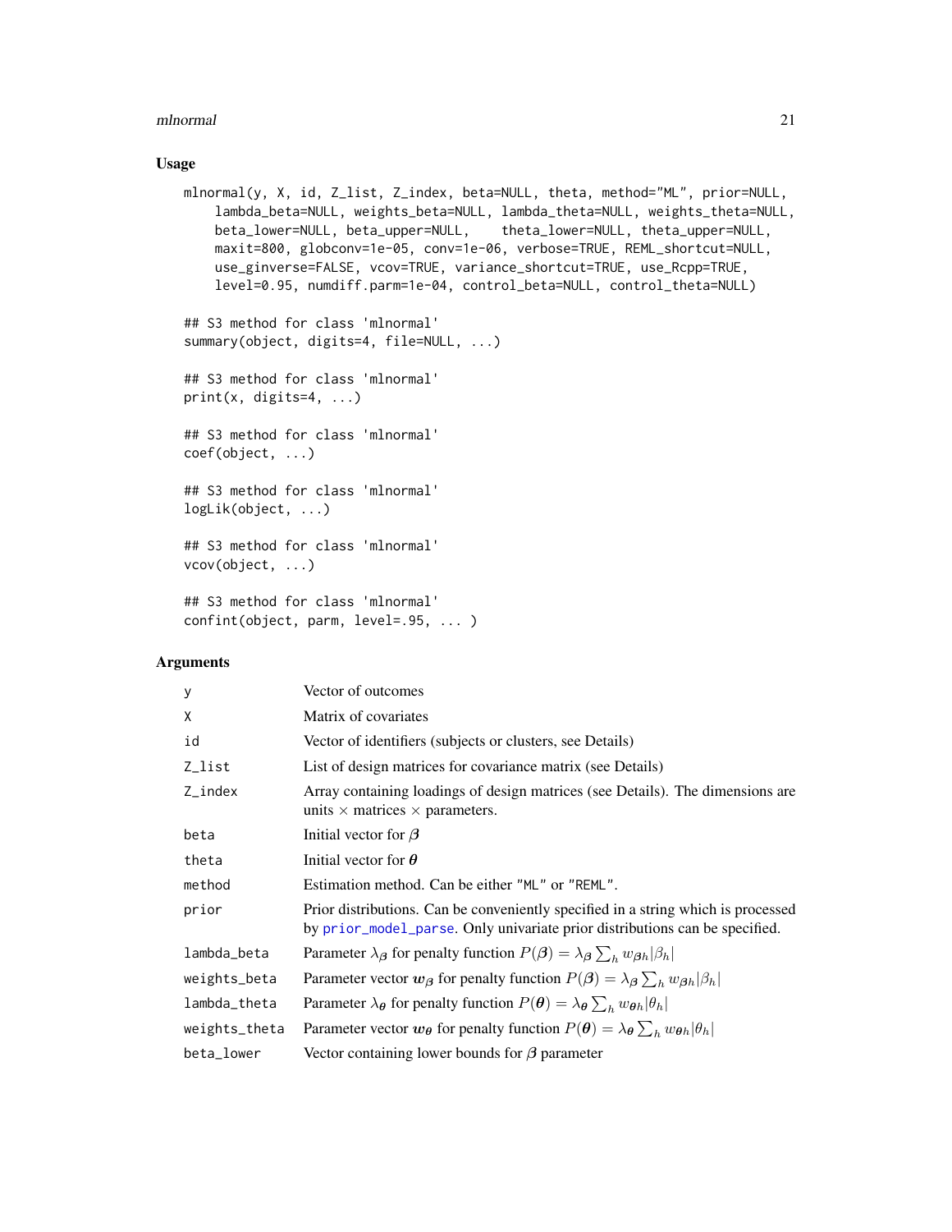## Usage

```
mlnormal(y, X, id, Z_list, Z_index, beta=NULL, theta, method="ML", prior=NULL,
    lambda_beta=NULL, weights_beta=NULL, lambda_theta=NULL, weights_theta=NULL,
    beta_lower=NULL, beta_upper=NULL,    theta_lower=NULL, theta_upper=NULL,
    maxit=800, globconv=1e-05, conv=1e-06, verbose=TRUE, REML_shortcut=NULL,
    use_ginverse=FALSE, vcov=TRUE, variance_shortcut=TRUE, use_Rcpp=TRUE,
    level=0.95, numdiff.parm=1e-04, control_beta=NULL, control_theta=NULL)

## S3 method for class 'mlnormal'
summary(object, digits=4, file=NULL, ...)

## S3 method for class 'mlnormal'
print(x, digits=4, ...)

## S3 method for class 'mlnormal'
coef(object, ...)

## S3 method for class 'mlnormal'
logLik(object, ...)

## S3 method for class 'mlnormal'
vcov(object, ...)

## S3 method for class 'mlnormal'
confint(object, parm, level=.95, ... )
```

## Arguments

| | |
|---|---|
| y | Vector of outcomes |
| X | Matrix of covariates |
| id | Vector of identifiers (subjects or clusters, see Details) |
| Z_list | List of design matrices for covariance matrix (see Details) |
| Z_index | Array containing loadings of design matrices (see Details). The dimensions are units $\times$ matrices $\times$ parameters. |
| beta | Initial vector for $\boldsymbol{\beta}$ |
| theta | Initial vector for $\boldsymbol{\theta}$ |
| method | Estimation method. Can be either "ML" or "REML". |
| prior | Prior distributions. Can be conveniently specified in a string which is processed by prior_model_parse. Only univariate prior distributions can be specified. |
| lambda_beta | Parameter $\lambda_{\boldsymbol{\beta}}$ for penalty function $P(\boldsymbol{\beta}) = \lambda_{\boldsymbol{\beta}} \sum_h w_{\boldsymbol{\beta}h} \lvert\beta_h\rvert$ |
| weights_beta | Parameter vector $\boldsymbol{w}_{\boldsymbol{\beta}}$ for penalty function $P(\boldsymbol{\beta}) = \lambda_{\boldsymbol{\beta}} \sum_h w_{\boldsymbol{\beta}h} \lvert\beta_h\rvert$ |
| lambda_theta | Parameter $\lambda_{\boldsymbol{\theta}}$ for penalty function $P(\boldsymbol{\theta}) = \lambda_{\boldsymbol{\theta}} \sum_h w_{\boldsymbol{\theta}h} \lvert\theta_h\rvert$ |
| weights_theta | Parameter vector $\boldsymbol{w}_{\boldsymbol{\theta}}$ for penalty function $P(\boldsymbol{\theta}) = \lambda_{\boldsymbol{\theta}} \sum_h w_{\boldsymbol{\theta}h} \lvert\theta_h\rvert$ |
| beta_lower | Vector containing lower bounds for $\boldsymbol{\beta}$ parameter |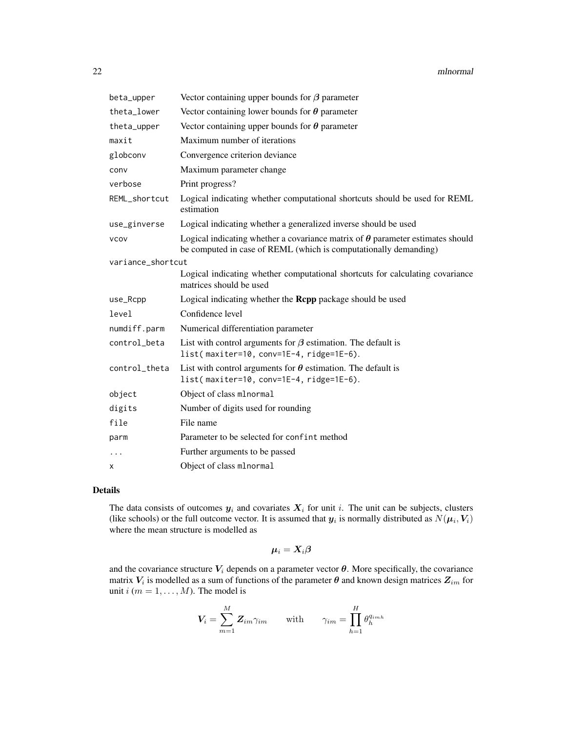| | |
|---|---|
| `beta_upper` | Vector containing upper bounds for $\boldsymbol{\beta}$ parameter |
| `theta_lower` | Vector containing lower bounds for $\boldsymbol{\theta}$ parameter |
| `theta_upper` | Vector containing upper bounds for $\boldsymbol{\theta}$ parameter |
| `maxit` | Maximum number of iterations |
| `globconv` | Convergence criterion deviance |
| `conv` | Maximum parameter change |
| `verbose` | Print progress? |
| `REML_shortcut` | Logical indicating whether computational shortcuts should be used for REML estimation |
| `use_ginverse` | Logical indicating whether a generalized inverse should be used |
| `vcov` | Logical indicating whether a covariance matrix of $\boldsymbol{\theta}$ parameter estimates should be computed in case of REML (which is computationally demanding) |
| `variance_shortcut` | Logical indicating whether computational shortcuts for calculating covariance matrices should be used |
| `use_Rcpp` | Logical indicating whether the **Rcpp** package should be used |
| `level` | Confidence level |
| `numdiff.parm` | Numerical differentiation parameter |
| `control_beta` | List with control arguments for $\boldsymbol{\beta}$ estimation. The default is `list( maxiter=10, conv=1E-4, ridge=1E-6)`. |
| `control_theta` | List with control arguments for $\boldsymbol{\theta}$ estimation. The default is `list( maxiter=10, conv=1E-4, ridge=1E-6)`. |
| `object` | Object of class `mlnormal` |
| `digits` | Number of digits used for rounding |
| `file` | File name |
| `parm` | Parameter to be selected for `confint` method |
| `...` | Further arguments to be passed |
| `x` | Object of class `mlnormal` |

## Details

The data consists of outcomes $\boldsymbol{y}_i$ and covariates $\boldsymbol{X}_i$ for unit $i$. The unit can be subjects, clusters (like schools) or the full outcome vector. It is assumed that $\boldsymbol{y}_i$ is normally distributed as $N(\boldsymbol{\mu}_i, \boldsymbol{V}_i)$ where the mean structure is modelled as

$$\boldsymbol{\mu}_i = \boldsymbol{X}_i \boldsymbol{\beta}$$

and the covariance structure $\boldsymbol{V}_i$ depends on a parameter vector $\boldsymbol{\theta}$. More specifically, the covariance matrix $\boldsymbol{V}_i$ is modelled as a sum of functions of the parameter $\boldsymbol{\theta}$ and known design matrices $\boldsymbol{Z}_{im}$ for unit $i$ ($m = 1, \ldots, M$). The model is

$$\boldsymbol{V}_i = \sum_{m=1}^{M} \boldsymbol{Z}_{im} \gamma_{im} \qquad \text{with} \qquad \gamma_{im} = \prod_{h=1}^{H} \theta_h^{q_{imh}}$$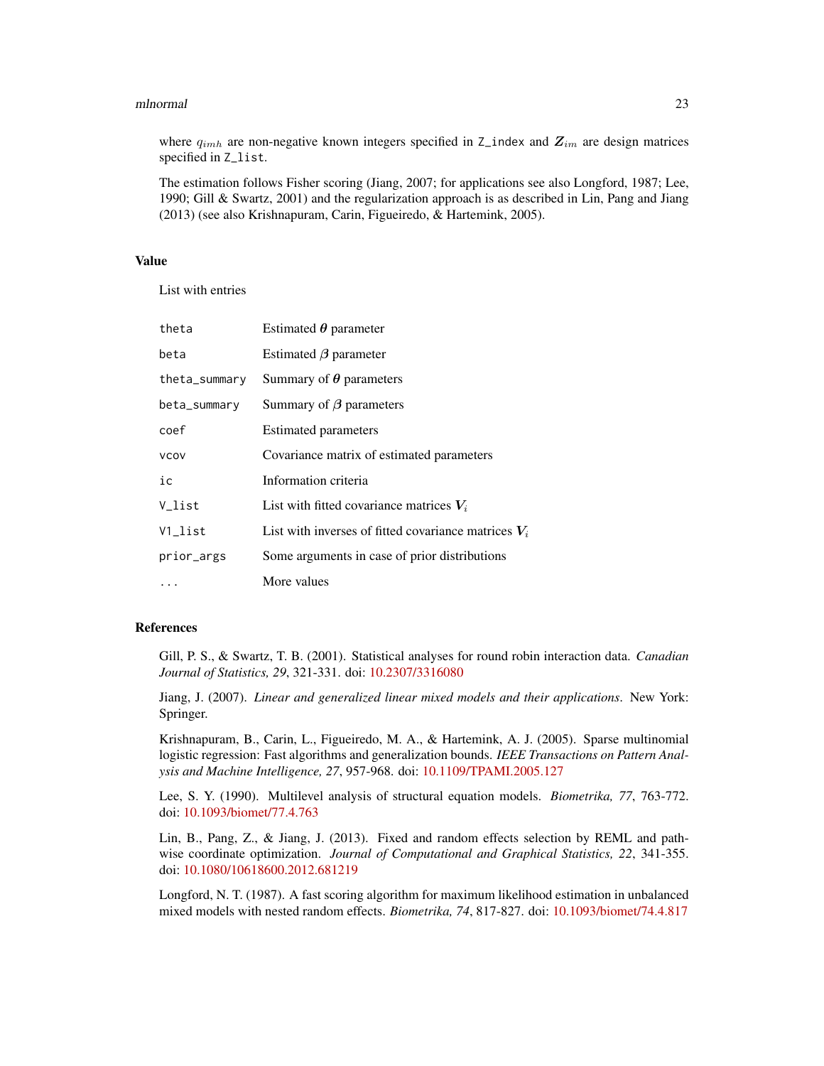where $q_{imh}$ are non-negative known integers specified in `Z_index` and $\boldsymbol{Z}_{im}$ are design matrices specified in `Z_list`.

The estimation follows Fisher scoring (Jiang, 2007; for applications see also Longford, 1987; Lee, 1990; Gill & Swartz, 2001) and the regularization approach is as described in Lin, Pang and Jiang (2013) (see also Krishnapuram, Carin, Figueiredo, & Hartemink, 2005).

## Value

List with entries

| | |
|---|---|
| `theta` | Estimated $\boldsymbol{\theta}$ parameter |
| `beta` | Estimated $\boldsymbol{\beta}$ parameter |
| `theta_summary` | Summary of $\boldsymbol{\theta}$ parameters |
| `beta_summary` | Summary of $\boldsymbol{\beta}$ parameters |
| `coef` | Estimated parameters |
| `vcov` | Covariance matrix of estimated parameters |
| `ic` | Information criteria |
| `V_list` | List with fitted covariance matrices $\boldsymbol{V}_i$ |
| `V1_list` | List with inverses of fitted covariance matrices $\boldsymbol{V}_i$ |
| `prior_args` | Some arguments in case of prior distributions |
| `...` | More values |

## References

Gill, P. S., & Swartz, T. B. (2001). Statistical analyses for round robin interaction data. *Canadian Journal of Statistics, 29*, 321-331. doi: 10.2307/3316080

Jiang, J. (2007). *Linear and generalized linear mixed models and their applications*. New York: Springer.

Krishnapuram, B., Carin, L., Figueiredo, M. A., & Hartemink, A. J. (2005). Sparse multinomial logistic regression: Fast algorithms and generalization bounds. *IEEE Transactions on Pattern Analysis and Machine Intelligence, 27*, 957-968. doi: 10.1109/TPAMI.2005.127

Lee, S. Y. (1990). Multilevel analysis of structural equation models. *Biometrika, 77*, 763-772. doi: 10.1093/biomet/77.4.763

Lin, B., Pang, Z., & Jiang, J. (2013). Fixed and random effects selection by REML and pathwise coordinate optimization. *Journal of Computational and Graphical Statistics, 22*, 341-355. doi: 10.1080/10618600.2012.681219

Longford, N. T. (1987). A fast scoring algorithm for maximum likelihood estimation in unbalanced mixed models with nested random effects. *Biometrika, 74*, 817-827. doi: 10.1093/biomet/74.4.817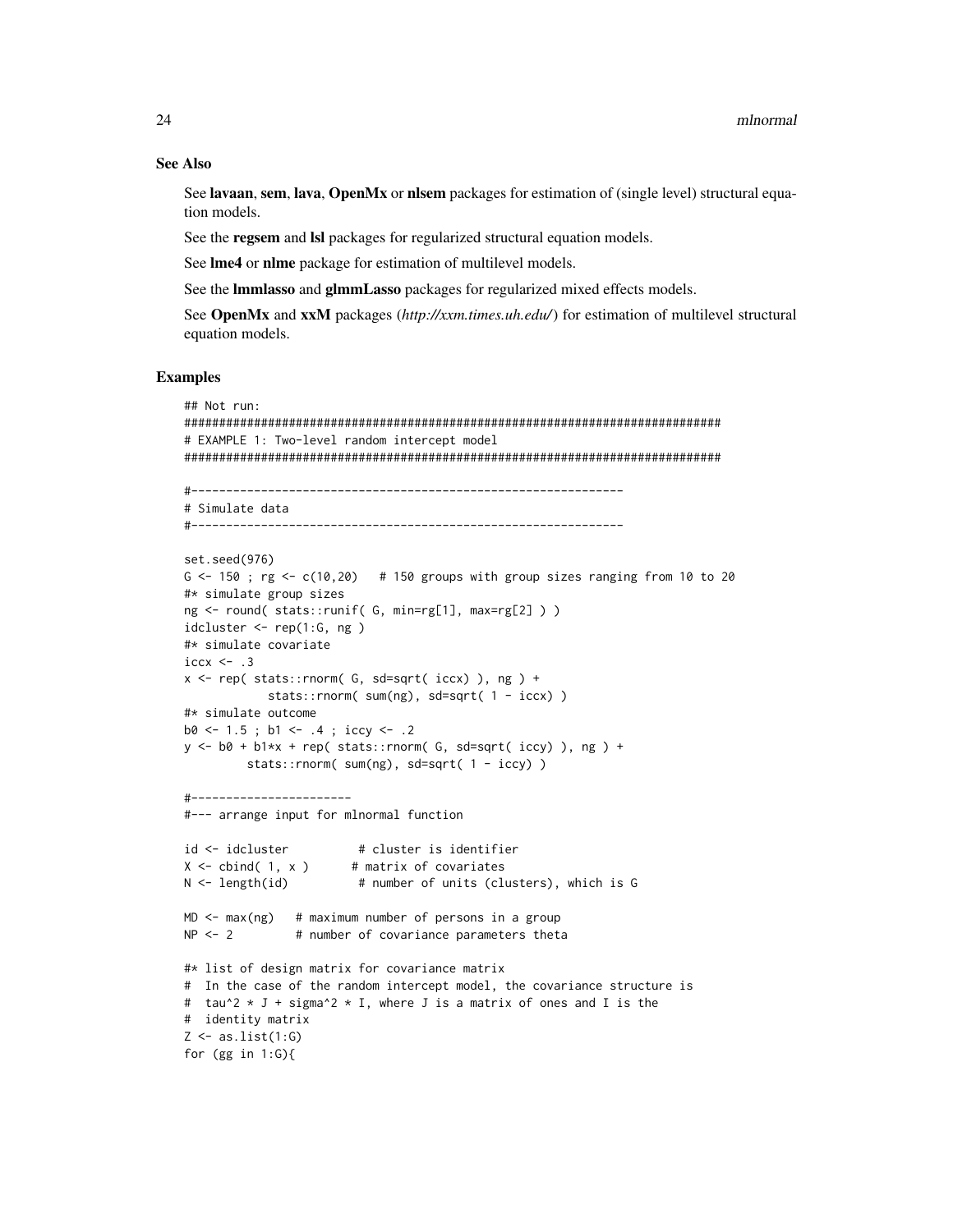## See Also

See **lavaan**, **sem**, **lava**, **OpenMx** or **nlsem** packages for estimation of (single level) structural equation models.

See the **regsem** and **lsl** packages for regularized structural equation models.

See **lme4** or **nlme** package for estimation of multilevel models.

See the **lmmlasso** and **glmmLasso** packages for regularized mixed effects models.

See **OpenMx** and **xxM** packages (*http://xxm.times.uh.edu/*) for estimation of multilevel structural equation models.

## Examples

```
## Not run:
#############################################################################
# EXAMPLE 1: Two-level random intercept model
#############################################################################

#--------------------------------------------------------------
# Simulate data
#--------------------------------------------------------------

set.seed(976)
G <- 150 ; rg <- c(10,20)   # 150 groups with group sizes ranging from 10 to 20
#* simulate group sizes
ng <- round( stats::runif( G, min=rg[1], max=rg[2] ) )
idcluster <- rep(1:G, ng )
#* simulate covariate
iccx <- .3
x <- rep( stats::rnorm( G, sd=sqrt( iccx) ), ng ) +
            stats::rnorm( sum(ng), sd=sqrt( 1 - iccx) )
#* simulate outcome
b0 <- 1.5 ; b1 <- .4 ; iccy <- .2
y <- b0 + b1*x + rep( stats::rnorm( G, sd=sqrt( iccy) ), ng ) +
         stats::rnorm( sum(ng), sd=sqrt( 1 - iccy) )

#-----------------------
#--- arrange input for mlnormal function

id <- idcluster          # cluster is identifier
X <- cbind( 1, x )      # matrix of covariates
N <- length(id)          # number of units (clusters), which is G

MD <- max(ng)   # maximum number of persons in a group
NP <- 2         # number of covariance parameters theta

#* list of design matrix for covariance matrix
#  In the case of the random intercept model, the covariance structure is
#  tau^2 * J + sigma^2 * I, where J is a matrix of ones and I is the
#  identity matrix
Z <- as.list(1:G)
for (gg in 1:G){
```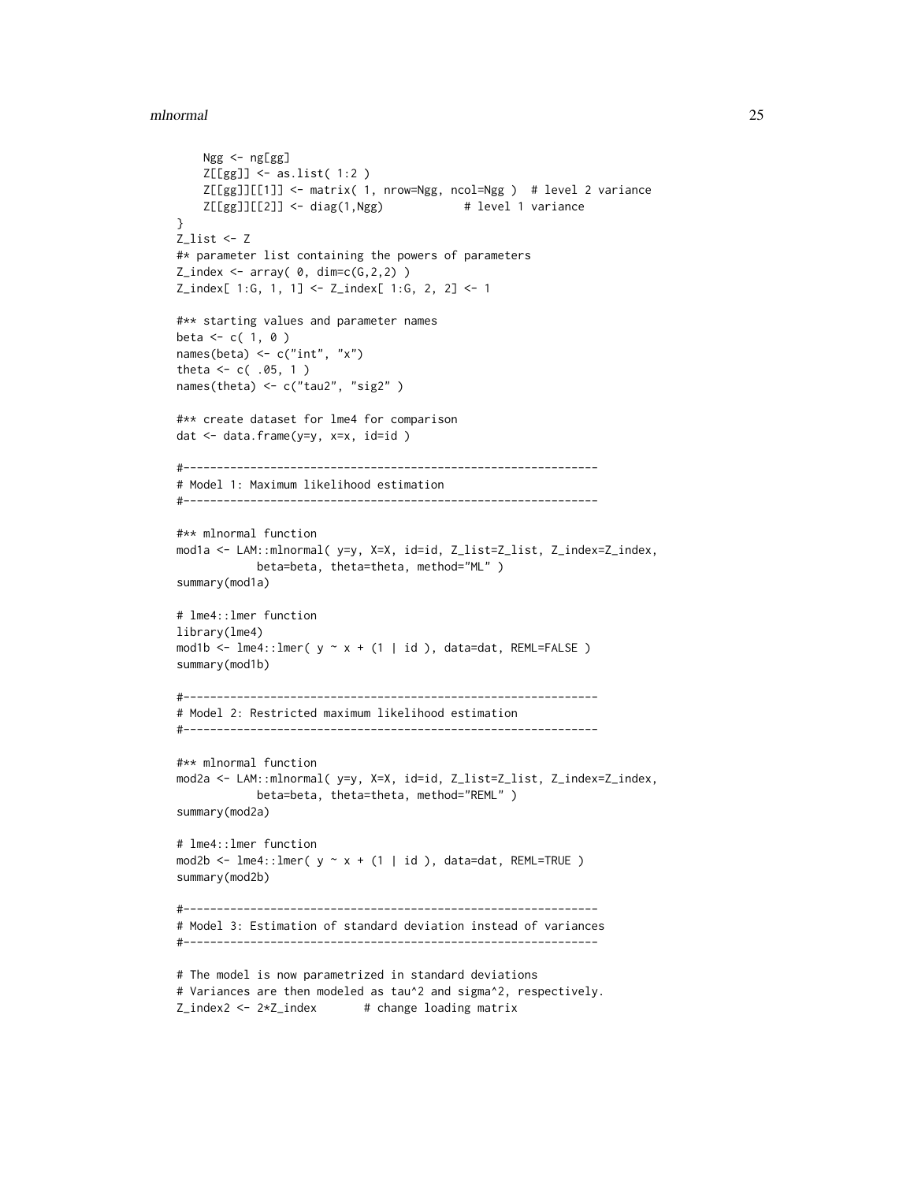```
    Ngg <- ng[gg]
    Z[[gg]] <- as.list( 1:2 )
    Z[[gg]][[1]] <- matrix( 1, nrow=Ngg, ncol=Ngg )  # level 2 variance
    Z[[gg]][[2]] <- diag(1,Ngg)            # level 1 variance
}
Z_list <- Z
#* parameter list containing the powers of parameters
Z_index <- array( 0, dim=c(G,2,2) )
Z_index[ 1:G, 1, 1] <- Z_index[ 1:G, 2, 2] <- 1

#** starting values and parameter names
beta <- c( 1, 0 )
names(beta) <- c("int", "x")
theta <- c( .05, 1 )
names(theta) <- c("tau2", "sig2" )

#** create dataset for lme4 for comparison
dat <- data.frame(y=y, x=x, id=id )

#--------------------------------------------------------------
# Model 1: Maximum likelihood estimation
#--------------------------------------------------------------

#** mlnormal function
mod1a <- LAM::mlnormal( y=y, X=X, id=id, Z_list=Z_list, Z_index=Z_index,
            beta=beta, theta=theta, method="ML" )
summary(mod1a)

# lme4::lmer function
library(lme4)
mod1b <- lme4::lmer( y ~ x + (1 | id ), data=dat, REML=FALSE )
summary(mod1b)

#--------------------------------------------------------------
# Model 2: Restricted maximum likelihood estimation
#--------------------------------------------------------------

#** mlnormal function
mod2a <- LAM::mlnormal( y=y, X=X, id=id, Z_list=Z_list, Z_index=Z_index,
            beta=beta, theta=theta, method="REML" )
summary(mod2a)

# lme4::lmer function
mod2b <- lme4::lmer( y ~ x + (1 | id ), data=dat, REML=TRUE )
summary(mod2b)

#--------------------------------------------------------------
# Model 3: Estimation of standard deviation instead of variances
#--------------------------------------------------------------

# The model is now parametrized in standard deviations
# Variances are then modeled as tau^2 and sigma^2, respectively.
Z_index2 <- 2*Z_index       # change loading matrix
```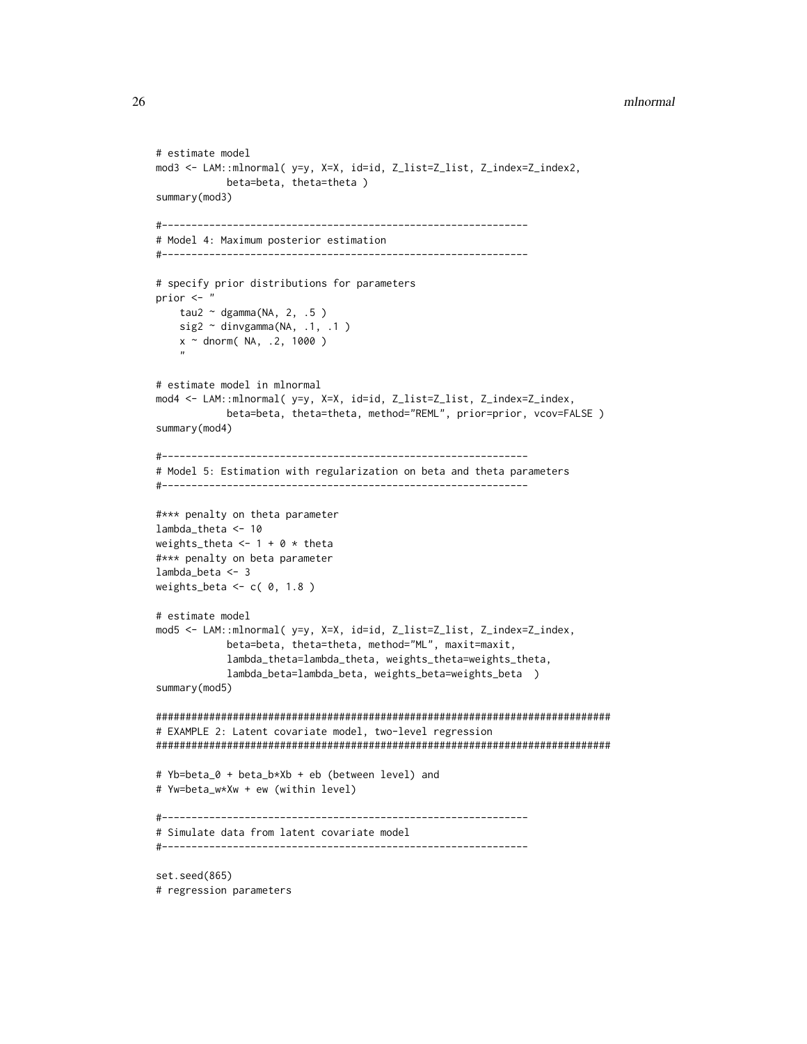```
# estimate model
mod3 <- LAM::mlnormal( y=y, X=X, id=id, Z_list=Z_list, Z_index=Z_index2,
            beta=beta, theta=theta )
summary(mod3)

#--------------------------------------------------------------
# Model 4: Maximum posterior estimation
#--------------------------------------------------------------

# specify prior distributions for parameters
prior <- "
    tau2 ~ dgamma(NA, 2, .5 )
    sig2 ~ dinvgamma(NA, .1, .1 )
    x ~ dnorm( NA, .2, 1000 )
    "

# estimate model in mlnormal
mod4 <- LAM::mlnormal( y=y, X=X, id=id, Z_list=Z_list, Z_index=Z_index,
            beta=beta, theta=theta, method="REML", prior=prior, vcov=FALSE )
summary(mod4)

#--------------------------------------------------------------
# Model 5: Estimation with regularization on beta and theta parameters
#--------------------------------------------------------------

#*** penalty on theta parameter
lambda_theta <- 10
weights_theta <- 1 + 0 * theta
#*** penalty on beta parameter
lambda_beta <- 3
weights_beta <- c( 0, 1.8 )

# estimate model
mod5 <- LAM::mlnormal( y=y, X=X, id=id, Z_list=Z_list, Z_index=Z_index,
            beta=beta, theta=theta, method="ML", maxit=maxit,
            lambda_theta=lambda_theta, weights_theta=weights_theta,
            lambda_beta=lambda_beta, weights_beta=weights_beta  )
summary(mod5)

#############################################################################
# EXAMPLE 2: Latent covariate model, two-level regression
#############################################################################

# Yb=beta_0 + beta_b*Xb + eb (between level) and
# Yw=beta_w*Xw + ew (within level)

#--------------------------------------------------------------
# Simulate data from latent covariate model
#--------------------------------------------------------------

set.seed(865)
# regression parameters
```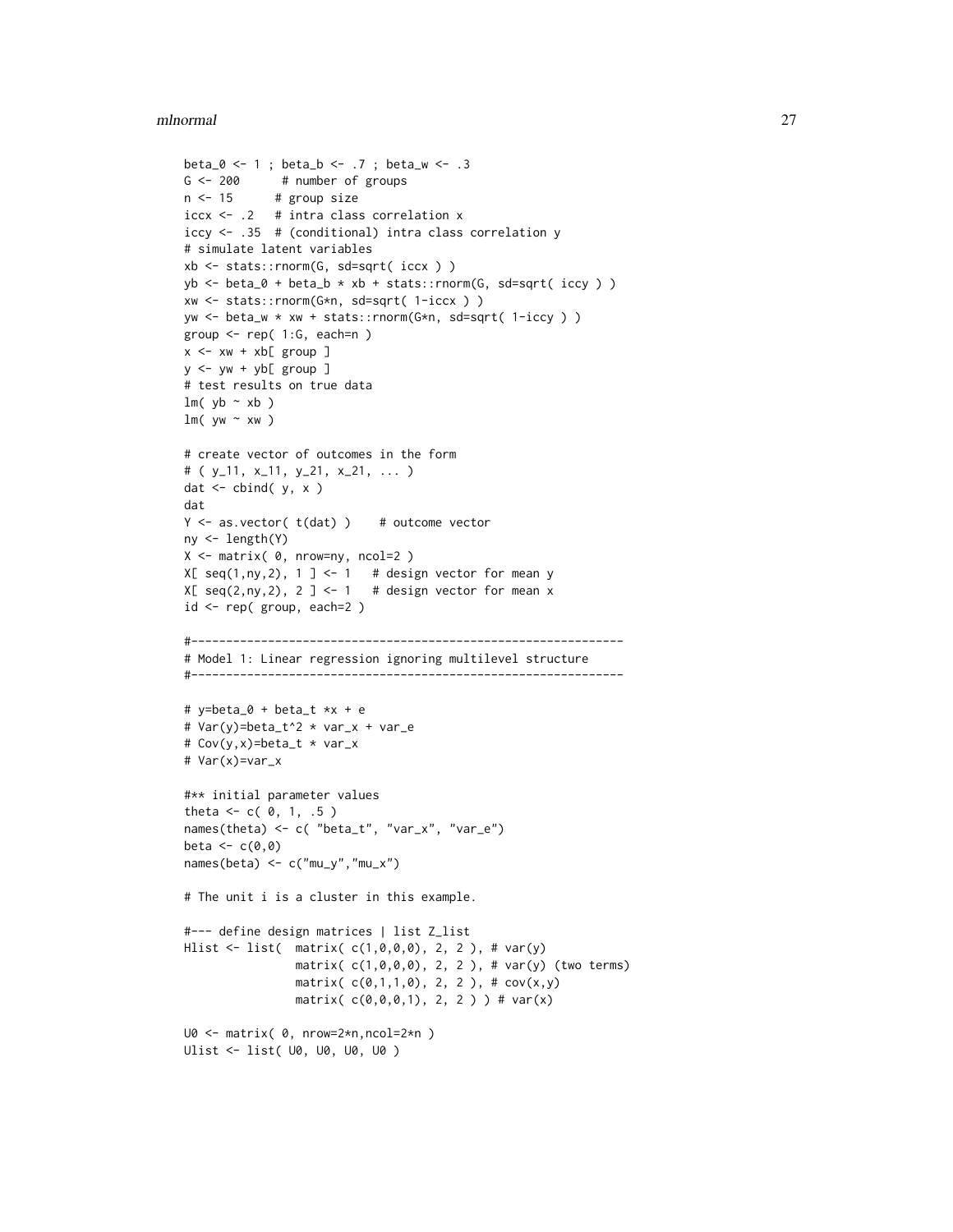```
beta_0 <- 1 ; beta_b <- .7 ; beta_w <- .3
G <- 200      # number of groups
n <- 15       # group size
iccx <- .2    # intra class correlation x
iccy <- .35   # (conditional) intra class correlation y
# simulate latent variables
xb <- stats::rnorm(G, sd=sqrt( iccx ) )
yb <- beta_0 + beta_b * xb + stats::rnorm(G, sd=sqrt( iccy ) )
xw <- stats::rnorm(G*n, sd=sqrt( 1-iccx ) )
yw <- beta_w * xw + stats::rnorm(G*n, sd=sqrt( 1-iccy ) )
group <- rep( 1:G, each=n )
x <- xw + xb[ group ]
y <- yw + yb[ group ]
# test results on true data
lm( yb ~ xb )
lm( yw ~ xw )

# create vector of outcomes in the form
# ( y_11, x_11, y_21, x_21, ... )
dat <- cbind( y, x )
dat
Y <- as.vector( t(dat) )    # outcome vector
ny <- length(Y)
X <- matrix( 0, nrow=ny, ncol=2 )
X[ seq(1,ny,2), 1 ] <- 1   # design vector for mean y
X[ seq(2,ny,2), 2 ] <- 1   # design vector for mean x
id <- rep( group, each=2 )

#--------------------------------------------------------------
# Model 1: Linear regression ignoring multilevel structure
#--------------------------------------------------------------

# y=beta_0 + beta_t *x + e
# Var(y)=beta_t^2 * var_x + var_e
# Cov(y,x)=beta_t * var_x
# Var(x)=var_x

#** initial parameter values
theta <- c( 0, 1, .5 )
names(theta) <- c( "beta_t", "var_x", "var_e")
beta <- c(0,0)
names(beta) <- c("mu_y","mu_x")

# The unit i is a cluster in this example.

#--- define design matrices | list Z_list
Hlist <- list(  matrix( c(1,0,0,0), 2, 2 ), # var(y)
                matrix( c(1,0,0,0), 2, 2 ), # var(y) (two terms)
                matrix( c(0,1,1,0), 2, 2 ), # cov(x,y)
                matrix( c(0,0,0,1), 2, 2 ) ) # var(x)

U0 <- matrix( 0, nrow=2*n,ncol=2*n )
Ulist <- list( U0, U0, U0, U0 )
```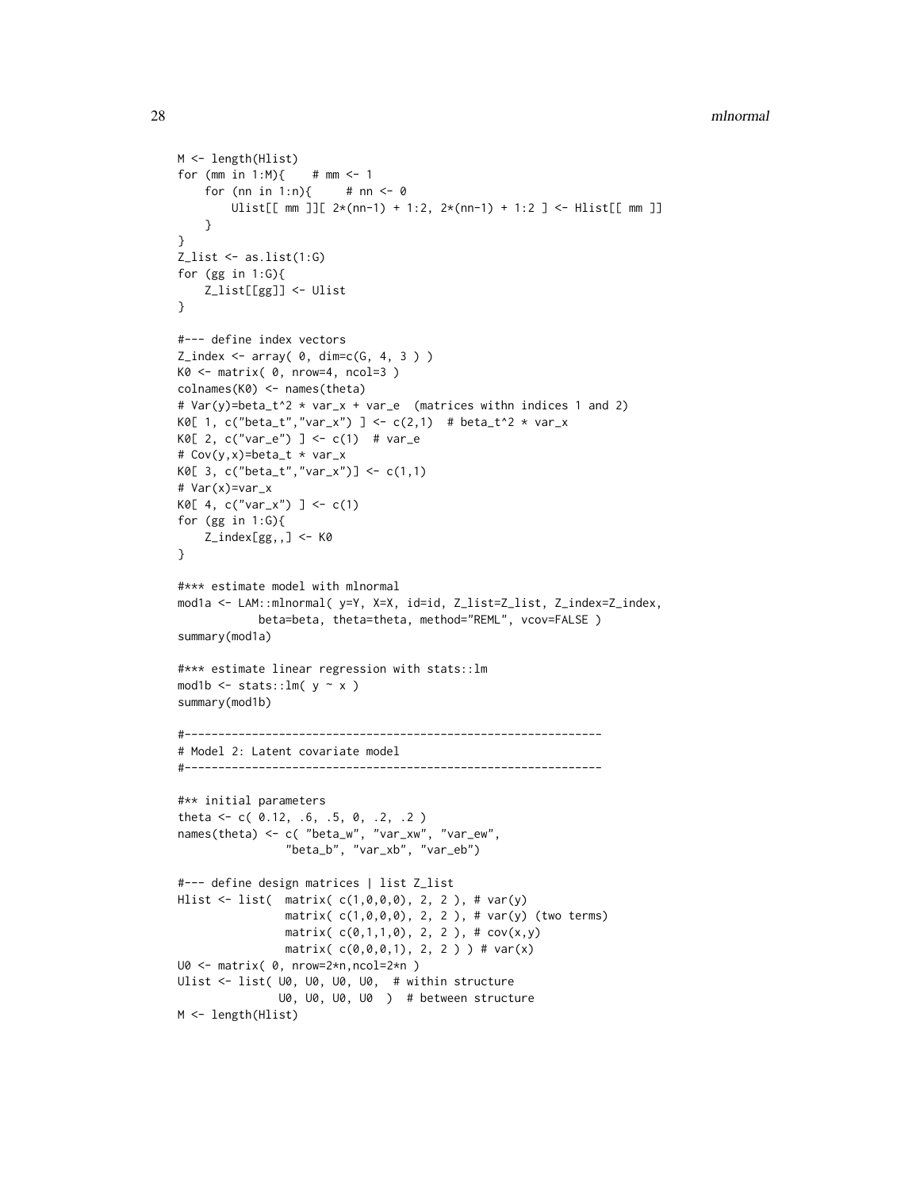```
M <- length(Hlist)
for (mm in 1:M){    # mm <- 1
    for (nn in 1:n){     # nn <- 0
        Ulist[[ mm ]][ 2*(nn-1) + 1:2, 2*(nn-1) + 1:2 ] <- Hlist[[ mm ]]
    }
}
Z_list <- as.list(1:G)
for (gg in 1:G){
    Z_list[[gg]] <- Ulist
}

#--- define index vectors
Z_index <- array( 0, dim=c(G, 4, 3 ) )
K0 <- matrix( 0, nrow=4, ncol=3 )
colnames(K0) <- names(theta)
# Var(y)=beta_t^2 * var_x + var_e  (matrices withn indices 1 and 2)
K0[ 1, c("beta_t","var_x") ] <- c(2,1)  # beta_t^2 * var_x
K0[ 2, c("var_e") ] <- c(1)  # var_e
# Cov(y,x)=beta_t * var_x
K0[ 3, c("beta_t","var_x")] <- c(1,1)
# Var(x)=var_x
K0[ 4, c("var_x") ] <- c(1)
for (gg in 1:G){
    Z_index[gg,,] <- K0
}

#*** estimate model with mlnormal
mod1a <- LAM::mlnormal( y=Y, X=X, id=id, Z_list=Z_list, Z_index=Z_index,
            beta=beta, theta=theta, method="REML", vcov=FALSE )
summary(mod1a)

#*** estimate linear regression with stats::lm
mod1b <- stats::lm( y ~ x )
summary(mod1b)

#--------------------------------------------------------------
# Model 2: Latent covariate model
#--------------------------------------------------------------

#** initial parameters
theta <- c( 0.12, .6, .5, 0, .2, .2 )
names(theta) <- c( "beta_w", "var_xw", "var_ew",
                "beta_b", "var_xb", "var_eb")

#--- define design matrices | list Z_list
Hlist <- list(  matrix( c(1,0,0,0), 2, 2 ), # var(y)
                matrix( c(1,0,0,0), 2, 2 ), # var(y) (two terms)
                matrix( c(0,1,1,0), 2, 2 ), # cov(x,y)
                matrix( c(0,0,0,1), 2, 2 ) ) # var(x)
U0 <- matrix( 0, nrow=2*n,ncol=2*n )
Ulist <- list( U0, U0, U0, U0,  # within structure
               U0, U0, U0, U0  )  # between structure
M <- length(Hlist)
```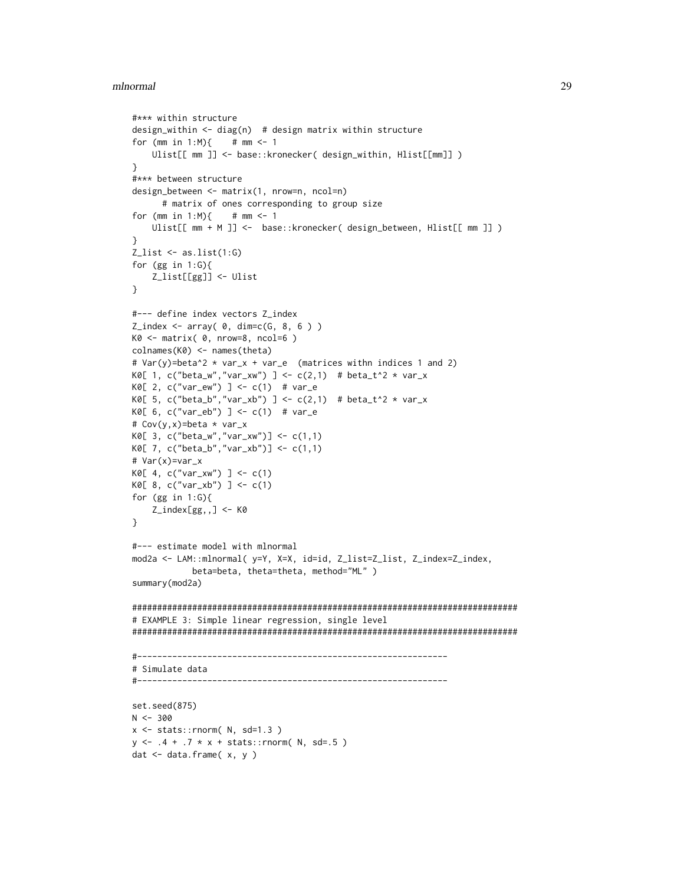```
#*** within structure
design_within <- diag(n)  # design matrix within structure
for (mm in 1:M){    # mm <- 1
    Ulist[[ mm ]] <- base::kronecker( design_within, Hlist[[mm]] )
}
#*** between structure
design_between <- matrix(1, nrow=n, ncol=n)
      # matrix of ones corresponding to group size
for (mm in 1:M){    # mm <- 1
    Ulist[[ mm + M ]] <-  base::kronecker( design_between, Hlist[[ mm ]] )
}
Z_list <- as.list(1:G)
for (gg in 1:G){
    Z_list[[gg]] <- Ulist
}

#--- define index vectors Z_index
Z_index <- array( 0, dim=c(G, 8, 6 ) )
K0 <- matrix( 0, nrow=8, ncol=6 )
colnames(K0) <- names(theta)
# Var(y)=beta^2 * var_x + var_e  (matrices withn indices 1 and 2)
K0[ 1, c("beta_w","var_xw") ] <- c(2,1)  # beta_t^2 * var_x
K0[ 2, c("var_ew") ] <- c(1)  # var_e
K0[ 5, c("beta_b","var_xb") ] <- c(2,1)  # beta_t^2 * var_x
K0[ 6, c("var_eb") ] <- c(1)  # var_e
# Cov(y,x)=beta * var_x
K0[ 3, c("beta_w","var_xw")] <- c(1,1)
K0[ 7, c("beta_b","var_xb")] <- c(1,1)
# Var(x)=var_x
K0[ 4, c("var_xw") ] <- c(1)
K0[ 8, c("var_xb") ] <- c(1)
for (gg in 1:G){
    Z_index[gg,,] <- K0
}

#--- estimate model with mlnormal
mod2a <- LAM::mlnormal( y=Y, X=X, id=id, Z_list=Z_list, Z_index=Z_index,
            beta=beta, theta=theta, method="ML" )
summary(mod2a)

#############################################################################
# EXAMPLE 3: Simple linear regression, single level
#############################################################################

#------------------------------------------------------------
# Simulate data
#------------------------------------------------------------

set.seed(875)
N <- 300
x <- stats::rnorm( N, sd=1.3 )
y <- .4 + .7 * x + stats::rnorm( N, sd=.5 )
dat <- data.frame( x, y )
```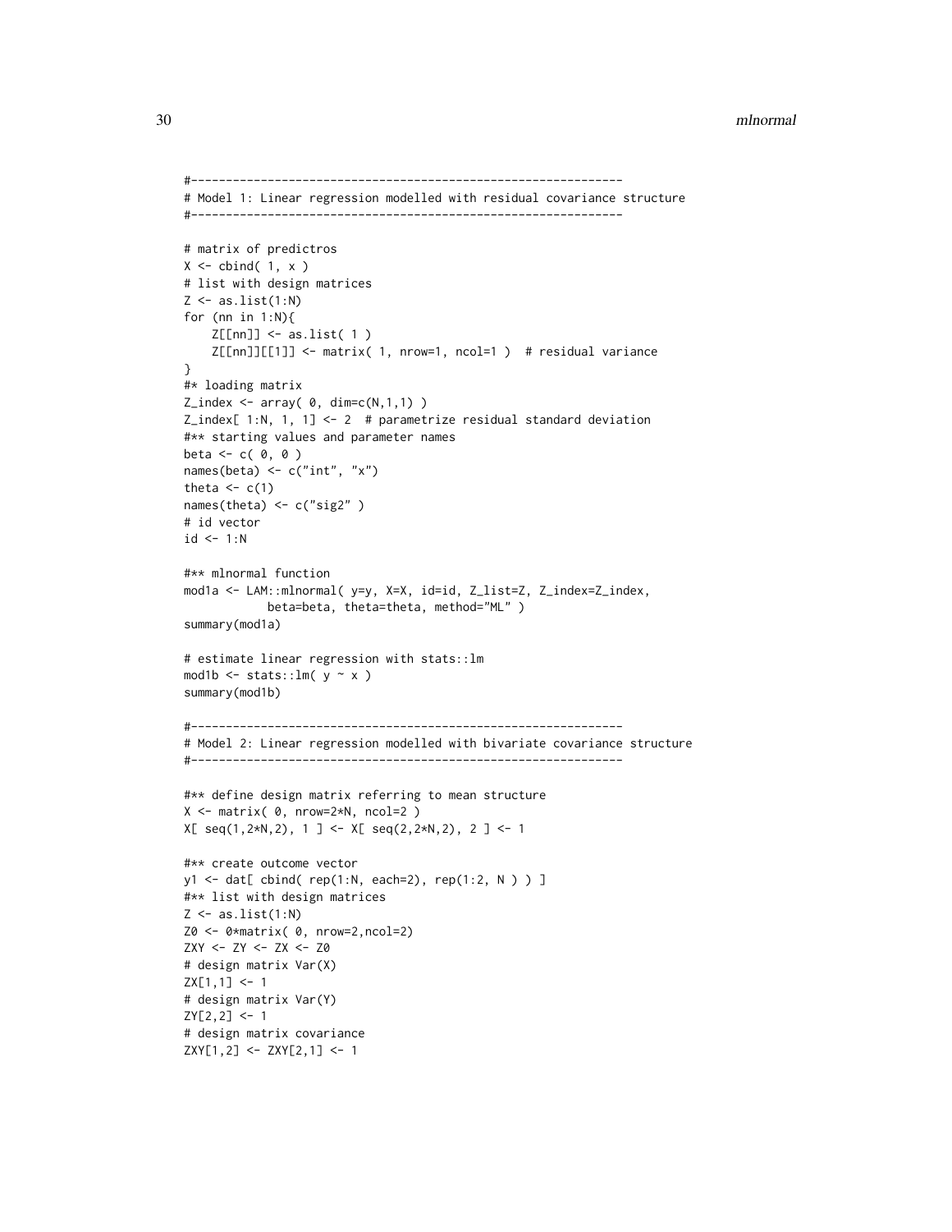```
#--------------------------------------------------------------
# Model 1: Linear regression modelled with residual covariance structure
#--------------------------------------------------------------

# matrix of predictros
X <- cbind( 1, x )
# list with design matrices
Z <- as.list(1:N)
for (nn in 1:N){
    Z[[nn]] <- as.list( 1 )
    Z[[nn]][[1]] <- matrix( 1, nrow=1, ncol=1 )  # residual variance
}
#* loading matrix
Z_index <- array( 0, dim=c(N,1,1) )
Z_index[ 1:N, 1, 1] <- 2  # parametrize residual standard deviation
#** starting values and parameter names
beta <- c( 0, 0 )
names(beta) <- c("int", "x")
theta <- c(1)
names(theta) <- c("sig2" )
# id vector
id <- 1:N

#** mlnormal function
mod1a <- LAM::mlnormal( y=y, X=X, id=id, Z_list=Z, Z_index=Z_index,
            beta=beta, theta=theta, method="ML" )
summary(mod1a)

# estimate linear regression with stats::lm
mod1b <- stats::lm( y ~ x )
summary(mod1b)

#--------------------------------------------------------------
# Model 2: Linear regression modelled with bivariate covariance structure
#--------------------------------------------------------------

#** define design matrix referring to mean structure
X <- matrix( 0, nrow=2*N, ncol=2 )
X[ seq(1,2*N,2), 1 ] <- X[ seq(2,2*N,2), 2 ] <- 1

#** create outcome vector
y1 <- dat[ cbind( rep(1:N, each=2), rep(1:2, N ) ) ]
#** list with design matrices
Z <- as.list(1:N)
Z0 <- 0*matrix( 0, nrow=2,ncol=2)
ZXY <- ZY <- ZX <- Z0
# design matrix Var(X)
ZX[1,1] <- 1
# design matrix Var(Y)
ZY[2,2] <- 1
# design matrix covariance
ZXY[1,2] <- ZXY[2,1] <- 1
```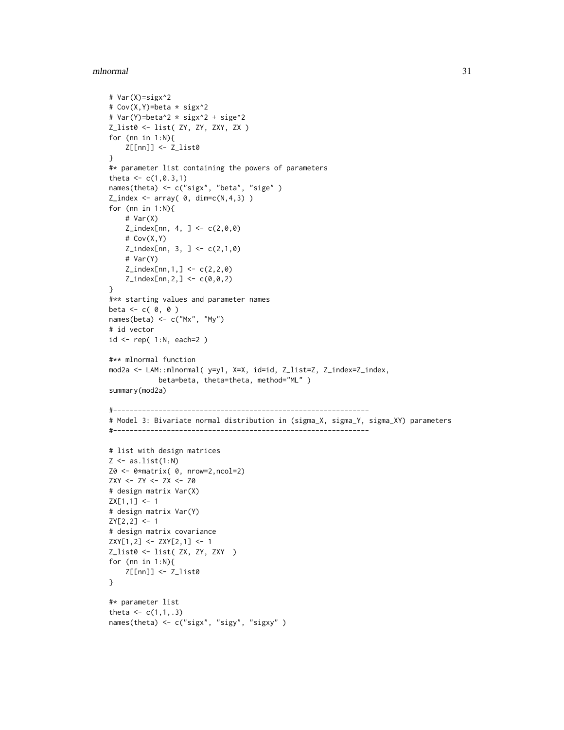```
# Var(X)=sigx^2
# Cov(X,Y)=beta * sigx^2
# Var(Y)=beta^2 * sigx^2 + sige^2
Z_list0 <- list( ZY, ZY, ZXY, ZX )
for (nn in 1:N){
    Z[[nn]] <- Z_list0
}
#* parameter list containing the powers of parameters
theta <- c(1,0.3,1)
names(theta) <- c("sigx", "beta", "sige" )
Z_index <- array( 0, dim=c(N,4,3) )
for (nn in 1:N){
    # Var(X)
    Z_index[nn, 4, ] <- c(2,0,0)
    # Cov(X,Y)
    Z_index[nn, 3, ] <- c(2,1,0)
    # Var(Y)
    Z_index[nn,1,] <- c(2,2,0)
    Z_index[nn,2,] <- c(0,0,2)
}
#** starting values and parameter names
beta <- c( 0, 0 )
names(beta) <- c("Mx", "My")
# id vector
id <- rep( 1:N, each=2 )

#** mlnormal function
mod2a <- LAM::mlnormal( y=y1, X=X, id=id, Z_list=Z, Z_index=Z_index,
            beta=beta, theta=theta, method="ML" )
summary(mod2a)

#--------------------------------------------------------------
# Model 3: Bivariate normal distribution in (sigma_X, sigma_Y, sigma_XY) parameters
#--------------------------------------------------------------

# list with design matrices
Z <- as.list(1:N)
Z0 <- 0*matrix( 0, nrow=2,ncol=2)
ZXY <- ZY <- ZX <- Z0
# design matrix Var(X)
ZX[1,1] <- 1
# design matrix Var(Y)
ZY[2,2] <- 1
# design matrix covariance
ZXY[1,2] <- ZXY[2,1] <- 1
Z_list0 <- list( ZX, ZY, ZXY  )
for (nn in 1:N){
    Z[[nn]] <- Z_list0
}

#* parameter list
theta <- c(1,1,.3)
names(theta) <- c("sigx", "sigy", "sigxy" )
```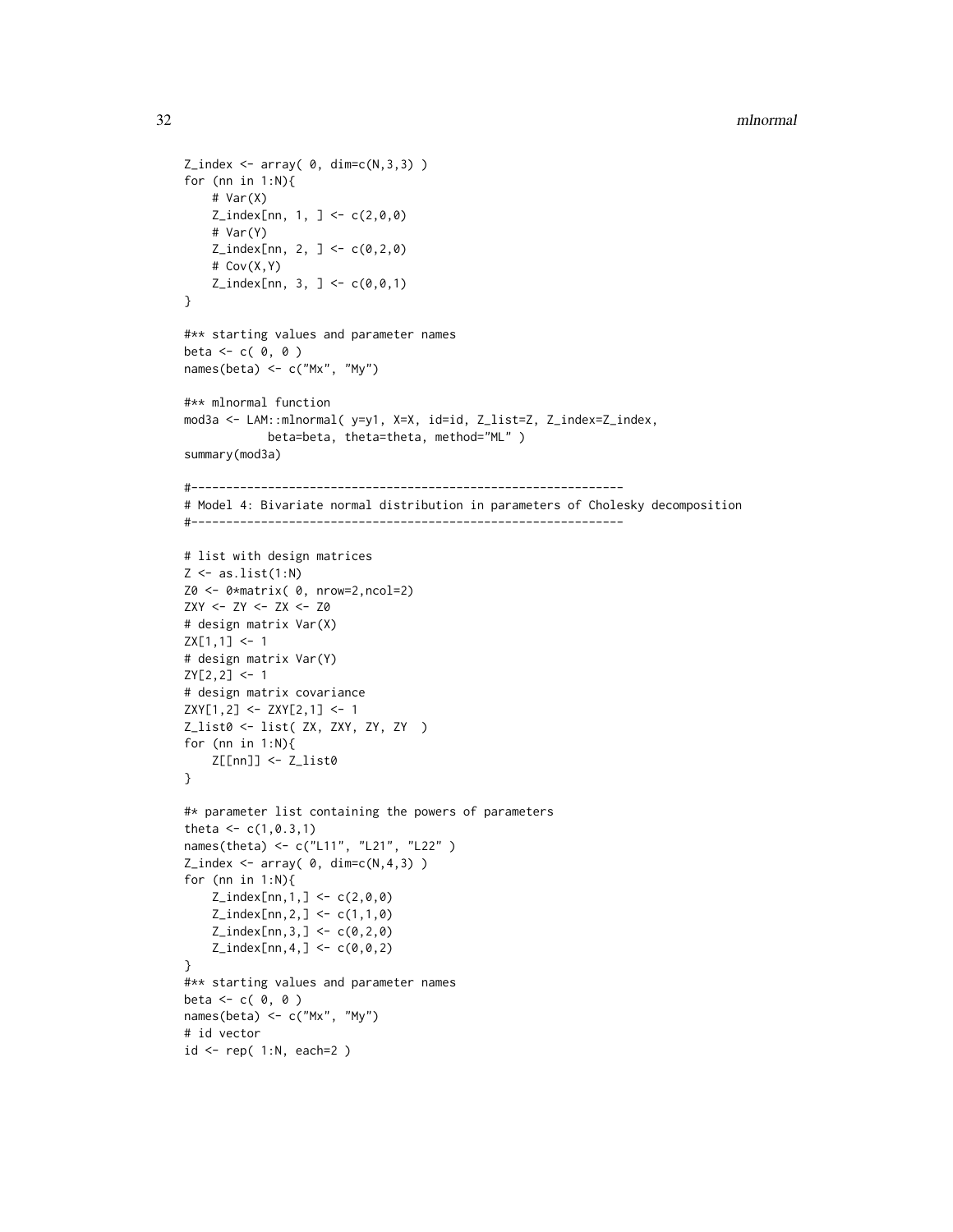```
Z_index <- array( 0, dim=c(N,3,3) )
for (nn in 1:N){
    # Var(X)
    Z_index[nn, 1, ] <- c(2,0,0)
    # Var(Y)
    Z_index[nn, 2, ] <- c(0,2,0)
    # Cov(X,Y)
    Z_index[nn, 3, ] <- c(0,0,1)
}

#** starting values and parameter names
beta <- c( 0, 0 )
names(beta) <- c("Mx", "My")

#** mlnormal function
mod3a <- LAM::mlnormal( y=y1, X=X, id=id, Z_list=Z, Z_index=Z_index,
            beta=beta, theta=theta, method="ML" )
summary(mod3a)

#--------------------------------------------------------------
# Model 4: Bivariate normal distribution in parameters of Cholesky decomposition
#--------------------------------------------------------------

# list with design matrices
Z <- as.list(1:N)
Z0 <- 0*matrix( 0, nrow=2,ncol=2)
ZXY <- ZY <- ZX <- Z0
# design matrix Var(X)
ZX[1,1] <- 1
# design matrix Var(Y)
ZY[2,2] <- 1
# design matrix covariance
ZXY[1,2] <- ZXY[2,1] <- 1
Z_list0 <- list( ZX, ZXY, ZY, ZY  )
for (nn in 1:N){
    Z[[nn]] <- Z_list0
}

#* parameter list containing the powers of parameters
theta <- c(1,0.3,1)
names(theta) <- c("L11", "L21", "L22" )
Z_index <- array( 0, dim=c(N,4,3) )
for (nn in 1:N){
    Z_index[nn,1,] <- c(2,0,0)
    Z_index[nn,2,] <- c(1,1,0)
    Z_index[nn,3,] <- c(0,2,0)
    Z_index[nn,4,] <- c(0,0,2)
}
#** starting values and parameter names
beta <- c( 0, 0 )
names(beta) <- c("Mx", "My")
# id vector
id <- rep( 1:N, each=2 )
```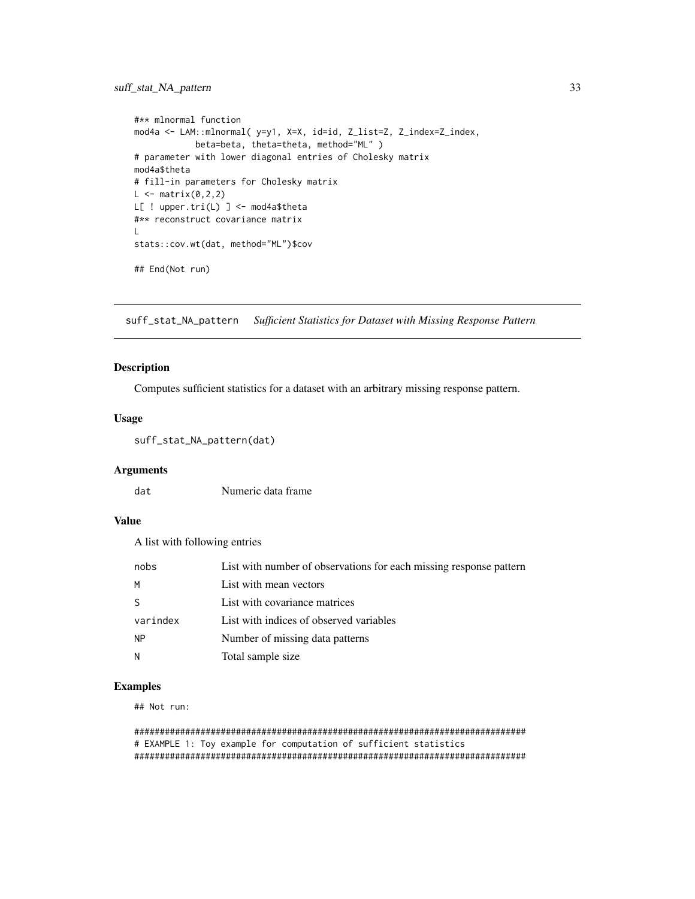```
#** mlnormal function
mod4a <- LAM::mlnormal( y=y1, X=X, id=id, Z_list=Z, Z_index=Z_index,
            beta=beta, theta=theta, method="ML" )
# parameter with lower diagonal entries of Cholesky matrix
mod4a$theta
# fill-in parameters for Cholesky matrix
L <- matrix(0,2,2)
L[ ! upper.tri(L) ] <- mod4a$theta
#** reconstruct covariance matrix
L
stats::cov.wt(dat, method="ML")$cov

## End(Not run)
```

---

## suff_stat_NA_pattern *Sufficient Statistics for Dataset with Missing Response Pattern*

---

### Description

Computes sufficient statistics for a dataset with an arbitrary missing response pattern.

### Usage

```
suff_stat_NA_pattern(dat)
```

### Arguments

| | |
|---|---|
| `dat` | Numeric data frame |

### Value

A list with following entries

| | |
|---|---|
| `nobs` | List with number of observations for each missing response pattern |
| `M` | List with mean vectors |
| `S` | List with covariance matrices |
| `varindex` | List with indices of observed variables |
| `NP` | Number of missing data patterns |
| `N` | Total sample size |

### Examples

```
## Not run:

#############################################################################
# EXAMPLE 1: Toy example for computation of sufficient statistics
#############################################################################
```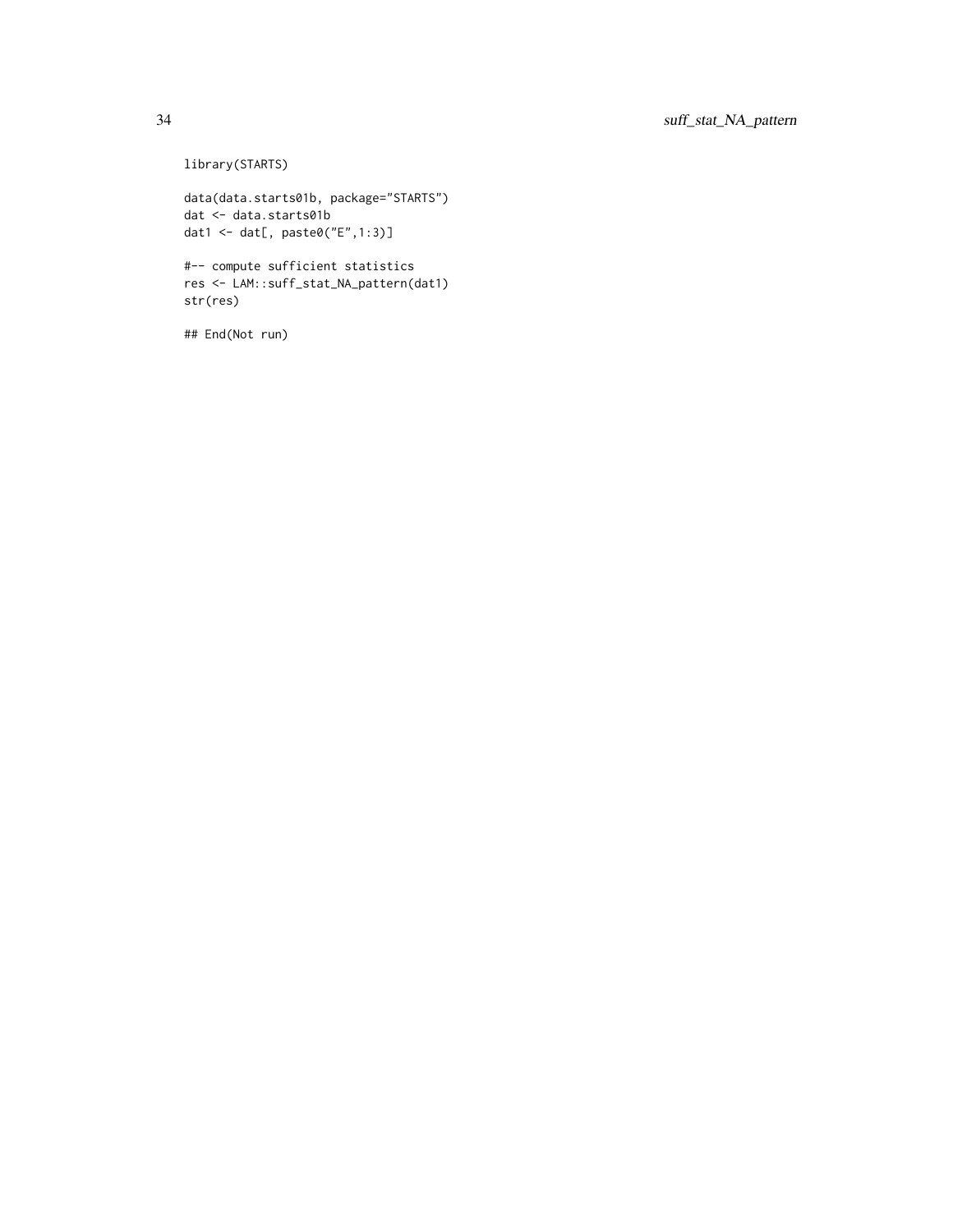```
library(STARTS)

data(data.starts01b, package="STARTS")
dat <- data.starts01b
dat1 <- dat[, paste0("E",1:3)]

#-- compute sufficient statistics
res <- LAM::suff_stat_NA_pattern(dat1)
str(res)

## End(Not run)
```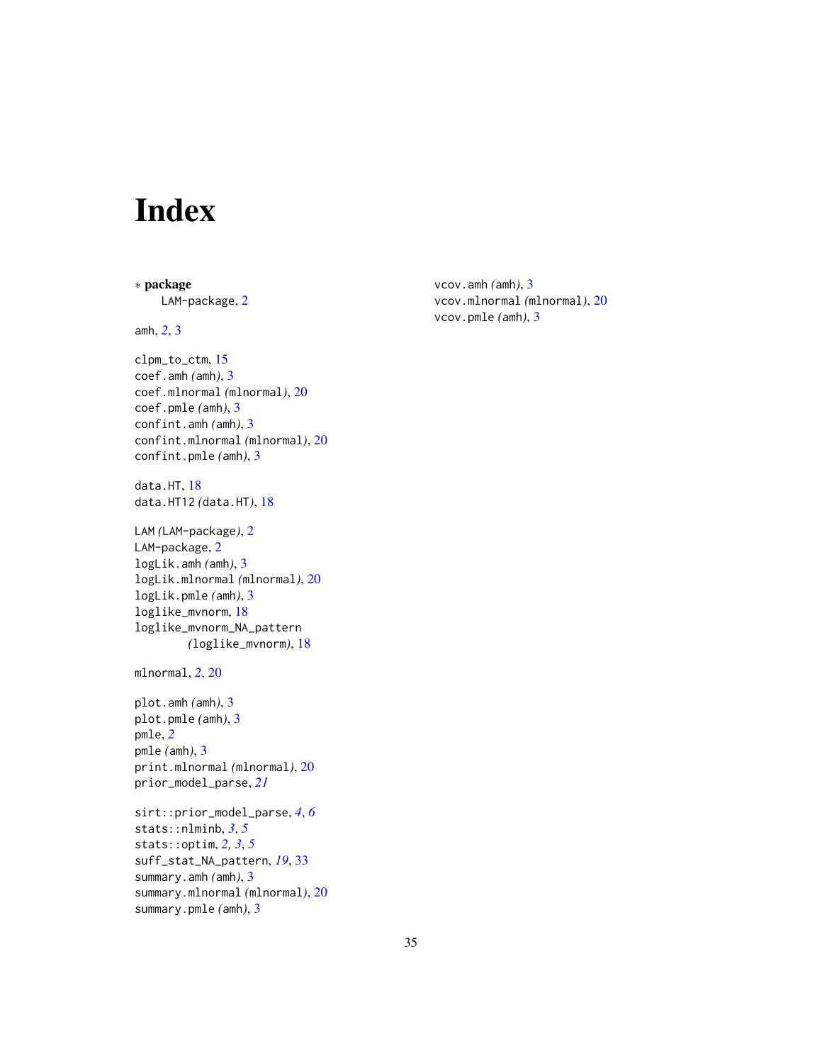# Index

∗ **package**
  LAM-package, 2

amh, *2*, 3

clpm_to_ctm, 15
coef.amh *(*amh*)*, 3
coef.mlnormal *(*mlnormal*)*, 20
coef.pmle *(*amh*)*, 3
confint.amh *(*amh*)*, 3
confint.mlnormal *(*mlnormal*)*, 20
confint.pmle *(*amh*)*, 3

data.HT, 18
data.HT12 *(*data.HT*)*, 18

LAM *(*LAM-package*)*, 2
LAM-package, 2
logLik.amh *(*amh*)*, 3
logLik.mlnormal *(*mlnormal*)*, 20
logLik.pmle *(*amh*)*, 3
loglike_mvnorm, 18
loglike_mvnorm_NA_pattern
  *(*loglike_mvnorm*)*, 18

mlnormal, *2*, 20

plot.amh *(*amh*)*, 3
plot.pmle *(*amh*)*, 3
pmle, *2*
pmle *(*amh*)*, 3
print.mlnormal *(*mlnormal*)*, 20
prior_model_parse, *21*

sirt::prior_model_parse, *4*, *6*
stats::nlminb, *3*, *5*
stats::optim, *2, 3*, *5*
suff_stat_NA_pattern, *19*, 33
summary.amh *(*amh*)*, 3
summary.mlnormal *(*mlnormal*)*, 20
summary.pmle *(*amh*)*, 3

vcov.amh *(*amh*)*, 3
vcov.mlnormal *(*mlnormal*)*, 20
vcov.pmle *(*amh*)*, 3